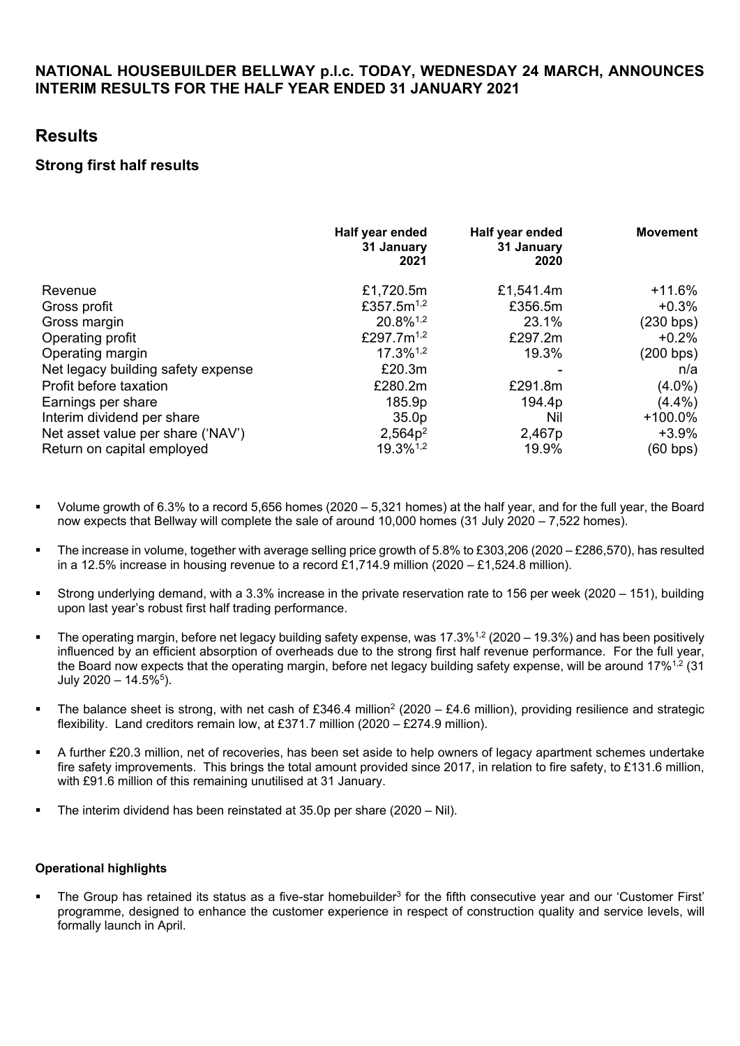**NATIONAL HOUSEBUILDER BELLWAY p.l.c. TODAY, WEDNESDAY 24 MARCH, ANNOUNCES INTERIM RESULTS FOR THE HALF YEAR ENDED 31 JANUARY 2021**

# Results

## Strong first half results

| | Half year ended 31 January 2021 | Half year ended 31 January 2020 | Movement |
|---|---|---|---|
| Revenue | £1,720.5m | £1,541.4m | +11.6% |
| Gross profit | £357.5m[1,2] | £356.5m | +0.3% |
| Gross margin | 20.8%[1,2] | 23.1% | (230 bps) |
| Operating profit | £297.7m[1,2] | £297.2m | +0.2% |
| Operating margin | 17.3%[1,2] | 19.3% | (200 bps) |
| Net legacy building safety expense | £20.3m | - | n/a |
| Profit before taxation | £280.2m | £291.8m | (4.0%) |
| Earnings per share | 185.9p | 194.4p | (4.4%) |
| Interim dividend per share | 35.0p | Nil | +100.0% |
| Net asset value per share ('NAV') | 2,564p[2] | 2,467p | +3.9% |
| Return on capital employed | 19.3%[1,2] | 19.9% | (60 bps) |

- Volume growth of 6.3% to a record 5,656 homes (2020 – 5,321 homes) at the half year, and for the full year, the Board now expects that Bellway will complete the sale of around 10,000 homes (31 July 2020 – 7,522 homes).
- The increase in volume, together with average selling price growth of 5.8% to £303,206 (2020 – £286,570), has resulted in a 12.5% increase in housing revenue to a record £1,714.9 million (2020 – £1,524.8 million).
- Strong underlying demand, with a 3.3% increase in the private reservation rate to 156 per week (2020 – 151), building upon last year's robust first half trading performance.
- The operating margin, before net legacy building safety expense, was 17.3%[1,2] (2020 – 19.3%) and has been positively influenced by an efficient absorption of overheads due to the strong first half revenue performance. For the full year, the Board now expects that the operating margin, before net legacy building safety expense, will be around 17%[1,2] (31 July 2020 – 14.5%[5]).
- The balance sheet is strong, with net cash of £346.4 million[2] (2020 – £4.6 million), providing resilience and strategic flexibility. Land creditors remain low, at £371.7 million (2020 – £274.9 million).
- A further £20.3 million, net of recoveries, has been set aside to help owners of legacy apartment schemes undertake fire safety improvements. This brings the total amount provided since 2017, in relation to fire safety, to £131.6 million, with £91.6 million of this remaining unutilised at 31 January.
- The interim dividend has been reinstated at 35.0p per share (2020 – Nil).

**Operational highlights**

- The Group has retained its status as a five-star homebuilder[3] for the fifth consecutive year and our 'Customer First' programme, designed to enhance the customer experience in respect of construction quality and service levels, will formally launch in April.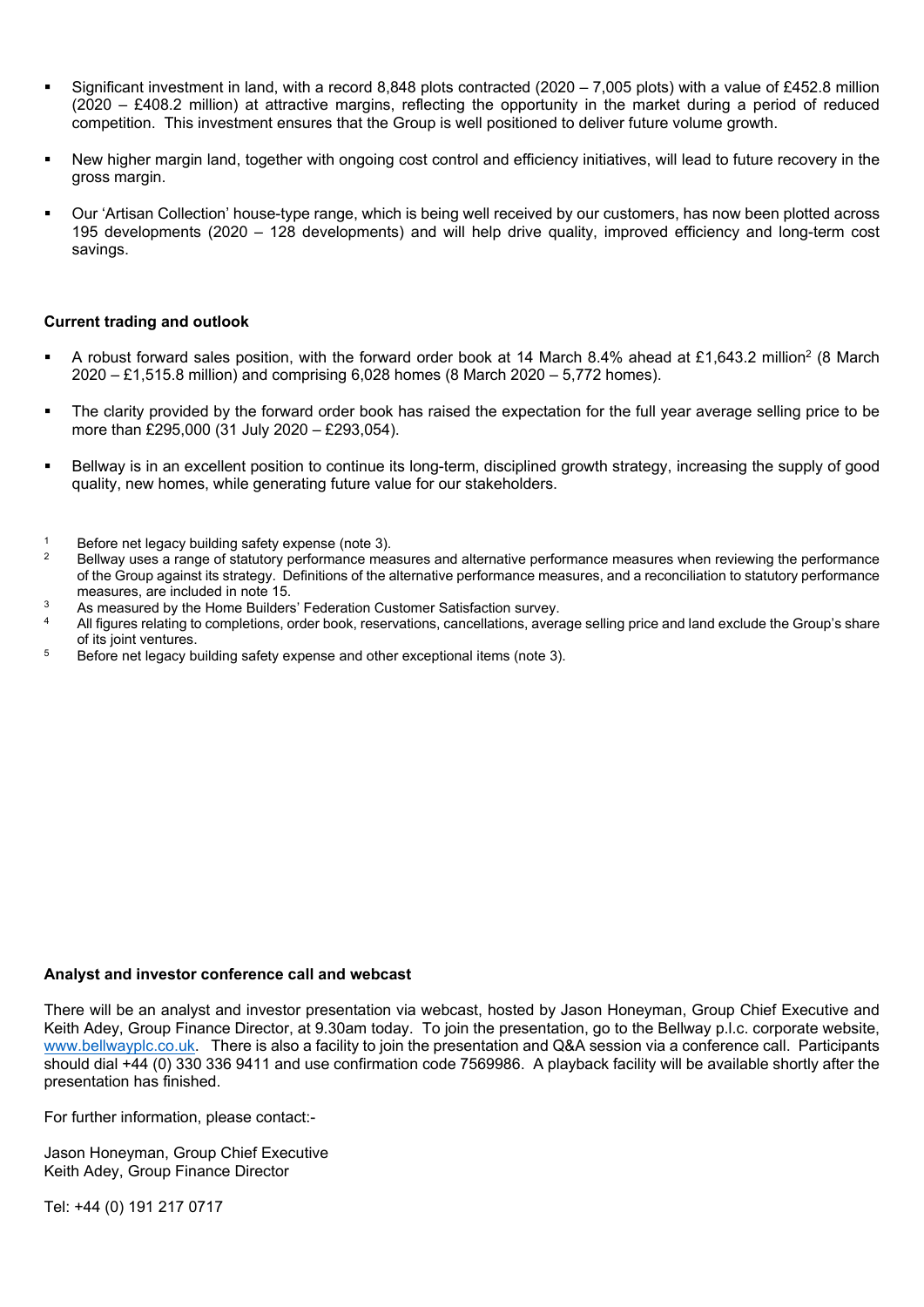- Significant investment in land, with a record 8,848 plots contracted (2020 – 7,005 plots) with a value of £452.8 million (2020 – £408.2 million) at attractive margins, reflecting the opportunity in the market during a period of reduced competition. This investment ensures that the Group is well positioned to deliver future volume growth.
- New higher margin land, together with ongoing cost control and efficiency initiatives, will lead to future recovery in the gross margin.
- Our 'Artisan Collection' house-type range, which is being well received by our customers, has now been plotted across 195 developments (2020 – 128 developments) and will help drive quality, improved efficiency and long-term cost savings.

**Current trading and outlook**

- A robust forward sales position, with the forward order book at 14 March 8.4% ahead at £1,643.2 million[2] (8 March 2020 – £1,515.8 million) and comprising 6,028 homes (8 March 2020 – 5,772 homes).
- The clarity provided by the forward order book has raised the expectation for the full year average selling price to be more than £295,000 (31 July 2020 – £293,054).
- Bellway is in an excellent position to continue its long-term, disciplined growth strategy, increasing the supply of good quality, new homes, while generating future value for our stakeholders.

[1] Before net legacy building safety expense (note 3).
[2] Bellway uses a range of statutory performance measures and alternative performance measures when reviewing the performance of the Group against its strategy. Definitions of the alternative performance measures, and a reconciliation to statutory performance measures, are included in note 15.
[3] As measured by the Home Builders' Federation Customer Satisfaction survey.
[4] All figures relating to completions, order book, reservations, cancellations, average selling price and land exclude the Group's share of its joint ventures.
[5] Before net legacy building safety expense and other exceptional items (note 3).

**Analyst and investor conference call and webcast**

There will be an analyst and investor presentation via webcast, hosted by Jason Honeyman, Group Chief Executive and Keith Adey, Group Finance Director, at 9.30am today. To join the presentation, go to the Bellway p.l.c. corporate website, www.bellwayplc.co.uk. There is also a facility to join the presentation and Q&A session via a conference call. Participants should dial +44 (0) 330 336 9411 and use confirmation code 7569986. A playback facility will be available shortly after the presentation has finished.

For further information, please contact:-

Jason Honeyman, Group Chief Executive
Keith Adey, Group Finance Director

Tel: +44 (0) 191 217 0717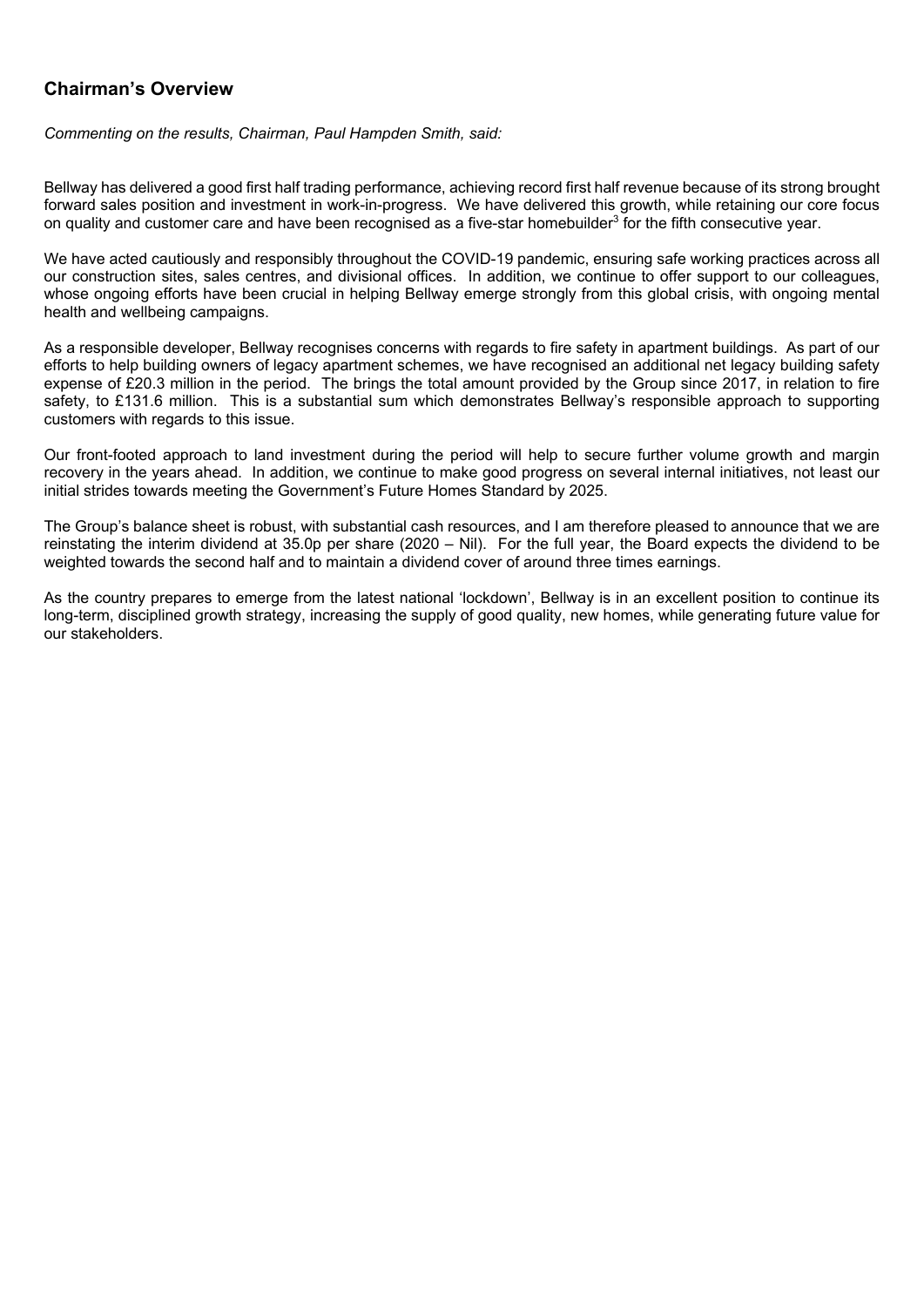## Chairman's Overview

*Commenting on the results, Chairman, Paul Hampden Smith, said:*

Bellway has delivered a good first half trading performance, achieving record first half revenue because of its strong brought forward sales position and investment in work-in-progress. We have delivered this growth, while retaining our core focus on quality and customer care and have been recognised as a five-star homebuilder[3] for the fifth consecutive year.

We have acted cautiously and responsibly throughout the COVID-19 pandemic, ensuring safe working practices across all our construction sites, sales centres, and divisional offices. In addition, we continue to offer support to our colleagues, whose ongoing efforts have been crucial in helping Bellway emerge strongly from this global crisis, with ongoing mental health and wellbeing campaigns.

As a responsible developer, Bellway recognises concerns with regards to fire safety in apartment buildings. As part of our efforts to help building owners of legacy apartment schemes, we have recognised an additional net legacy building safety expense of £20.3 million in the period. The brings the total amount provided by the Group since 2017, in relation to fire safety, to £131.6 million. This is a substantial sum which demonstrates Bellway's responsible approach to supporting customers with regards to this issue.

Our front-footed approach to land investment during the period will help to secure further volume growth and margin recovery in the years ahead. In addition, we continue to make good progress on several internal initiatives, not least our initial strides towards meeting the Government's Future Homes Standard by 2025.

The Group's balance sheet is robust, with substantial cash resources, and I am therefore pleased to announce that we are reinstating the interim dividend at 35.0p per share (2020 – Nil). For the full year, the Board expects the dividend to be weighted towards the second half and to maintain a dividend cover of around three times earnings.

As the country prepares to emerge from the latest national 'lockdown', Bellway is in an excellent position to continue its long-term, disciplined growth strategy, increasing the supply of good quality, new homes, while generating future value for our stakeholders.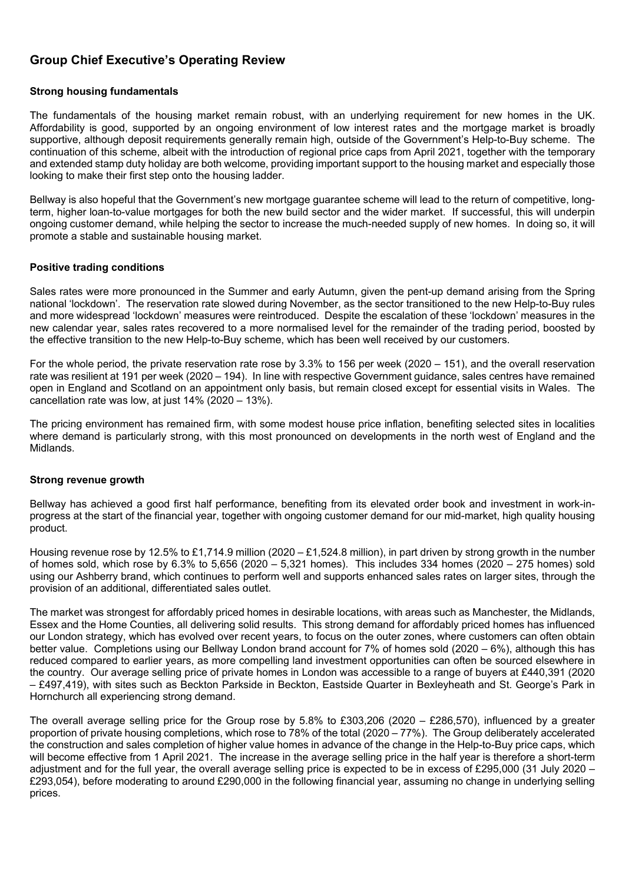## Group Chief Executive's Operating Review

### Strong housing fundamentals

The fundamentals of the housing market remain robust, with an underlying requirement for new homes in the UK. Affordability is good, supported by an ongoing environment of low interest rates and the mortgage market is broadly supportive, although deposit requirements generally remain high, outside of the Government's Help-to-Buy scheme. The continuation of this scheme, albeit with the introduction of regional price caps from April 2021, together with the temporary and extended stamp duty holiday are both welcome, providing important support to the housing market and especially those looking to make their first step onto the housing ladder.

Bellway is also hopeful that the Government's new mortgage guarantee scheme will lead to the return of competitive, long-term, higher loan-to-value mortgages for both the new build sector and the wider market. If successful, this will underpin ongoing customer demand, while helping the sector to increase the much-needed supply of new homes. In doing so, it will promote a stable and sustainable housing market.

### Positive trading conditions

Sales rates were more pronounced in the Summer and early Autumn, given the pent-up demand arising from the Spring national 'lockdown'. The reservation rate slowed during November, as the sector transitioned to the new Help-to-Buy rules and more widespread 'lockdown' measures were reintroduced. Despite the escalation of these 'lockdown' measures in the new calendar year, sales rates recovered to a more normalised level for the remainder of the trading period, boosted by the effective transition to the new Help-to-Buy scheme, which has been well received by our customers.

For the whole period, the private reservation rate rose by 3.3% to 156 per week (2020 – 151), and the overall reservation rate was resilient at 191 per week (2020 – 194). In line with respective Government guidance, sales centres have remained open in England and Scotland on an appointment only basis, but remain closed except for essential visits in Wales. The cancellation rate was low, at just 14% (2020 – 13%).

The pricing environment has remained firm, with some modest house price inflation, benefiting selected sites in localities where demand is particularly strong, with this most pronounced on developments in the north west of England and the Midlands.

### Strong revenue growth

Bellway has achieved a good first half performance, benefiting from its elevated order book and investment in work-in-progress at the start of the financial year, together with ongoing customer demand for our mid-market, high quality housing product.

Housing revenue rose by 12.5% to £1,714.9 million (2020 – £1,524.8 million), in part driven by strong growth in the number of homes sold, which rose by 6.3% to 5,656 (2020 – 5,321 homes). This includes 334 homes (2020 – 275 homes) sold using our Ashberry brand, which continues to perform well and supports enhanced sales rates on larger sites, through the provision of an additional, differentiated sales outlet.

The market was strongest for affordably priced homes in desirable locations, with areas such as Manchester, the Midlands, Essex and the Home Counties, all delivering solid results. This strong demand for affordably priced homes has influenced our London strategy, which has evolved over recent years, to focus on the outer zones, where customers can often obtain better value. Completions using our Bellway London brand account for 7% of homes sold (2020 – 6%), although this has reduced compared to earlier years, as more compelling land investment opportunities can often be sourced elsewhere in the country. Our average selling price of private homes in London was accessible to a range of buyers at £440,391 (2020 – £497,419), with sites such as Beckton Parkside in Beckton, Eastside Quarter in Bexleyheath and St. George's Park in Hornchurch all experiencing strong demand.

The overall average selling price for the Group rose by 5.8% to £303,206 (2020 – £286,570), influenced by a greater proportion of private housing completions, which rose to 78% of the total (2020 – 77%). The Group deliberately accelerated the construction and sales completion of higher value homes in advance of the change in the Help-to-Buy price caps, which will become effective from 1 April 2021. The increase in the average selling price in the half year is therefore a short-term adjustment and for the full year, the overall average selling price is expected to be in excess of £295,000 (31 July 2020 – £293,054), before moderating to around £290,000 in the following financial year, assuming no change in underlying selling prices.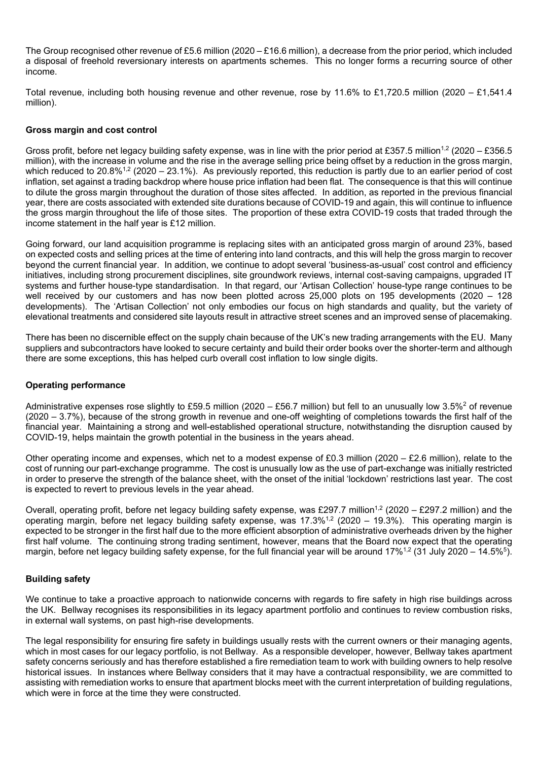The Group recognised other revenue of £5.6 million (2020 – £16.6 million), a decrease from the prior period, which included a disposal of freehold reversionary interests on apartments schemes. This no longer forms a recurring source of other income.

Total revenue, including both housing revenue and other revenue, rose by 11.6% to £1,720.5 million (2020 – £1,541.4 million).

**Gross margin and cost control**

Gross profit, before net legacy building safety expense, was in line with the prior period at £357.5 million[1,2] (2020 – £356.5 million), with the increase in volume and the rise in the average selling price being offset by a reduction in the gross margin, which reduced to 20.8%[1,2] (2020 – 23.1%). As previously reported, this reduction is partly due to an earlier period of cost inflation, set against a trading backdrop where house price inflation had been flat. The consequence is that this will continue to dilute the gross margin throughout the duration of those sites affected. In addition, as reported in the previous financial year, there are costs associated with extended site durations because of COVID-19 and again, this will continue to influence the gross margin throughout the life of those sites. The proportion of these extra COVID-19 costs that traded through the income statement in the half year is £12 million.

Going forward, our land acquisition programme is replacing sites with an anticipated gross margin of around 23%, based on expected costs and selling prices at the time of entering into land contracts, and this will help the gross margin to recover beyond the current financial year. In addition, we continue to adopt several 'business-as-usual' cost control and efficiency initiatives, including strong procurement disciplines, site groundwork reviews, internal cost-saving campaigns, upgraded IT systems and further house-type standardisation. In that regard, our 'Artisan Collection' house-type range continues to be well received by our customers and has now been plotted across 25,000 plots on 195 developments (2020 – 128 developments). The 'Artisan Collection' not only embodies our focus on high standards and quality, but the variety of elevational treatments and considered site layouts result in attractive street scenes and an improved sense of placemaking.

There has been no discernible effect on the supply chain because of the UK's new trading arrangements with the EU. Many suppliers and subcontractors have looked to secure certainty and build their order books over the shorter-term and although there are some exceptions, this has helped curb overall cost inflation to low single digits.

**Operating performance**

Administrative expenses rose slightly to £59.5 million (2020 – £56.7 million) but fell to an unusually low 3.5%[2] of revenue (2020 – 3.7%), because of the strong growth in revenue and one-off weighting of completions towards the first half of the financial year. Maintaining a strong and well-established operational structure, notwithstanding the disruption caused by COVID-19, helps maintain the growth potential in the business in the years ahead.

Other operating income and expenses, which net to a modest expense of £0.3 million (2020 – £2.6 million), relate to the cost of running our part-exchange programme. The cost is unusually low as the use of part-exchange was initially restricted in order to preserve the strength of the balance sheet, with the onset of the initial 'lockdown' restrictions last year. The cost is expected to revert to previous levels in the year ahead.

Overall, operating profit, before net legacy building safety expense, was £297.7 million[1,2] (2020 – £297.2 million) and the operating margin, before net legacy building safety expense, was 17.3%[1,2] (2020 – 19.3%). This operating margin is expected to be stronger in the first half due to the more efficient absorption of administrative overheads driven by the higher first half volume. The continuing strong trading sentiment, however, means that the Board now expect that the operating margin, before net legacy building safety expense, for the full financial year will be around 17%[1,2] (31 July 2020 – 14.5%[5]).

**Building safety**

We continue to take a proactive approach to nationwide concerns with regards to fire safety in high rise buildings across the UK. Bellway recognises its responsibilities in its legacy apartment portfolio and continues to review combustion risks, in external wall systems, on past high-rise developments.

The legal responsibility for ensuring fire safety in buildings usually rests with the current owners or their managing agents, which in most cases for our legacy portfolio, is not Bellway. As a responsible developer, however, Bellway takes apartment safety concerns seriously and has therefore established a fire remediation team to work with building owners to help resolve historical issues. In instances where Bellway considers that it may have a contractual responsibility, we are committed to assisting with remediation works to ensure that apartment blocks meet with the current interpretation of building regulations, which were in force at the time they were constructed.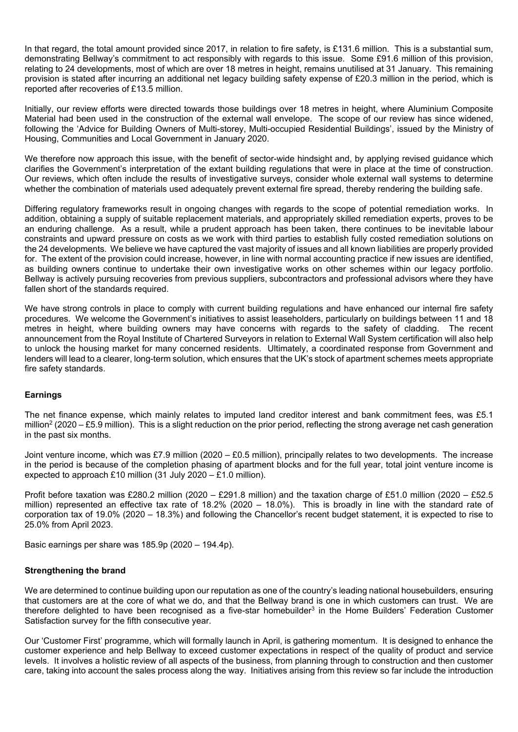In that regard, the total amount provided since 2017, in relation to fire safety, is £131.6 million. This is a substantial sum, demonstrating Bellway's commitment to act responsibly with regards to this issue. Some £91.6 million of this provision, relating to 24 developments, most of which are over 18 metres in height, remains unutilised at 31 January. This remaining provision is stated after incurring an additional net legacy building safety expense of £20.3 million in the period, which is reported after recoveries of £13.5 million.

Initially, our review efforts were directed towards those buildings over 18 metres in height, where Aluminium Composite Material had been used in the construction of the external wall envelope. The scope of our review has since widened, following the 'Advice for Building Owners of Multi-storey, Multi-occupied Residential Buildings', issued by the Ministry of Housing, Communities and Local Government in January 2020.

We therefore now approach this issue, with the benefit of sector-wide hindsight and, by applying revised guidance which clarifies the Government's interpretation of the extant building regulations that were in place at the time of construction. Our reviews, which often include the results of investigative surveys, consider whole external wall systems to determine whether the combination of materials used adequately prevent external fire spread, thereby rendering the building safe.

Differing regulatory frameworks result in ongoing changes with regards to the scope of potential remediation works. In addition, obtaining a supply of suitable replacement materials, and appropriately skilled remediation experts, proves to be an enduring challenge. As a result, while a prudent approach has been taken, there continues to be inevitable labour constraints and upward pressure on costs as we work with third parties to establish fully costed remediation solutions on the 24 developments. We believe we have captured the vast majority of issues and all known liabilities are properly provided for. The extent of the provision could increase, however, in line with normal accounting practice if new issues are identified, as building owners continue to undertake their own investigative works on other schemes within our legacy portfolio. Bellway is actively pursuing recoveries from previous suppliers, subcontractors and professional advisors where they have fallen short of the standards required.

We have strong controls in place to comply with current building regulations and have enhanced our internal fire safety procedures. We welcome the Government's initiatives to assist leaseholders, particularly on buildings between 11 and 18 metres in height, where building owners may have concerns with regards to the safety of cladding. The recent announcement from the Royal Institute of Chartered Surveyors in relation to External Wall System certification will also help to unlock the housing market for many concerned residents. Ultimately, a coordinated response from Government and lenders will lead to a clearer, long-term solution, which ensures that the UK's stock of apartment schemes meets appropriate fire safety standards.

**Earnings**

The net finance expense, which mainly relates to imputed land creditor interest and bank commitment fees, was £5.1 million[2] (2020 – £5.9 million). This is a slight reduction on the prior period, reflecting the strong average net cash generation in the past six months.

Joint venture income, which was £7.9 million (2020 – £0.5 million), principally relates to two developments. The increase in the period is because of the completion phasing of apartment blocks and for the full year, total joint venture income is expected to approach £10 million (31 July 2020 – £1.0 million).

Profit before taxation was £280.2 million (2020 – £291.8 million) and the taxation charge of £51.0 million (2020 – £52.5 million) represented an effective tax rate of 18.2% (2020 – 18.0%). This is broadly in line with the standard rate of corporation tax of 19.0% (2020 – 18.3%) and following the Chancellor's recent budget statement, it is expected to rise to 25.0% from April 2023.

Basic earnings per share was 185.9p (2020 – 194.4p).

**Strengthening the brand**

We are determined to continue building upon our reputation as one of the country's leading national housebuilders, ensuring that customers are at the core of what we do, and that the Bellway brand is one in which customers can trust. We are therefore delighted to have been recognised as a five-star homebuilder[3] in the Home Builders' Federation Customer Satisfaction survey for the fifth consecutive year.

Our 'Customer First' programme, which will formally launch in April, is gathering momentum. It is designed to enhance the customer experience and help Bellway to exceed customer expectations in respect of the quality of product and service levels. It involves a holistic review of all aspects of the business, from planning through to construction and then customer care, taking into account the sales process along the way. Initiatives arising from this review so far include the introduction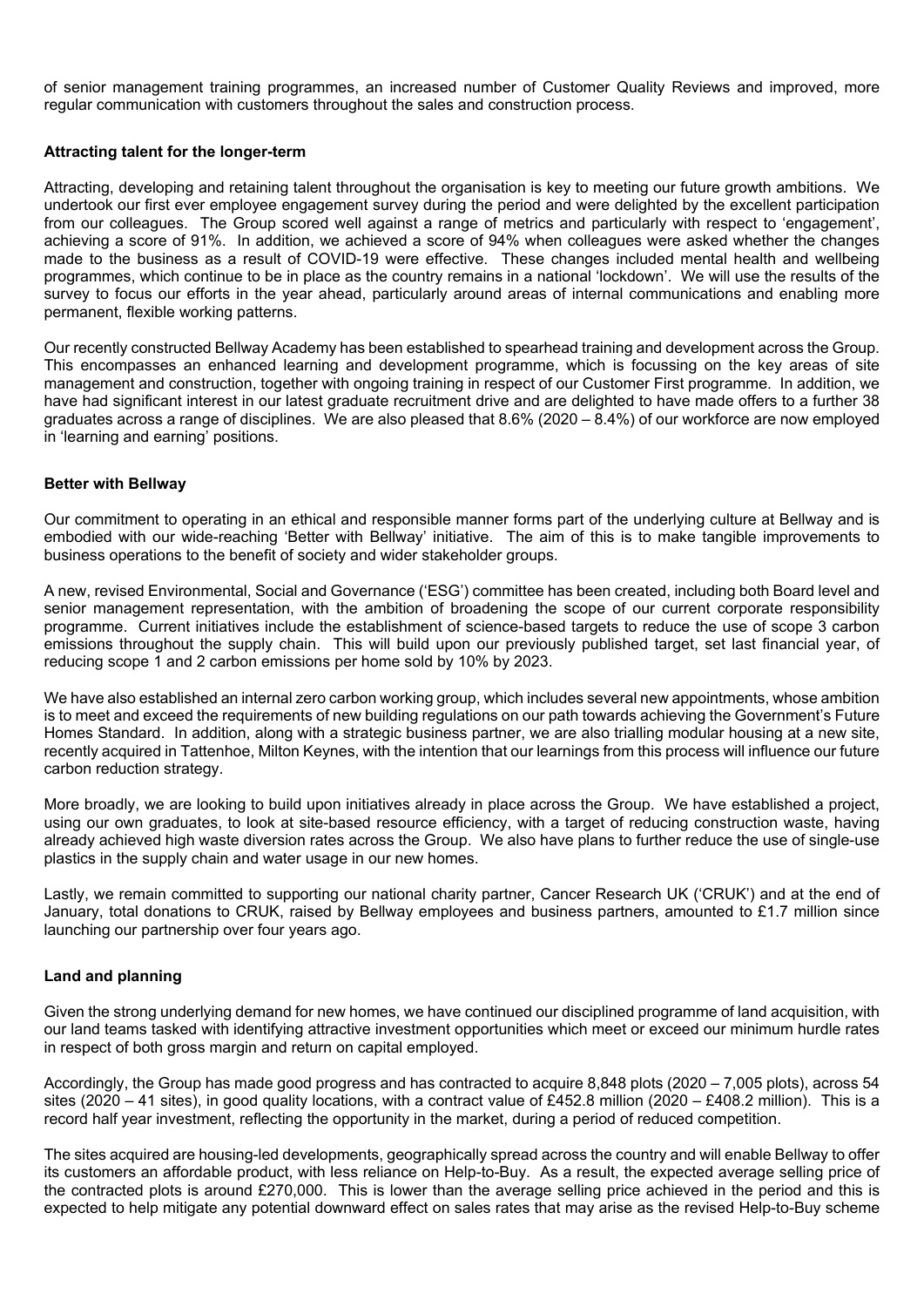of senior management training programmes, an increased number of Customer Quality Reviews and improved, more regular communication with customers throughout the sales and construction process.

**Attracting talent for the longer-term**

Attracting, developing and retaining talent throughout the organisation is key to meeting our future growth ambitions. We undertook our first ever employee engagement survey during the period and were delighted by the excellent participation from our colleagues. The Group scored well against a range of metrics and particularly with respect to 'engagement', achieving a score of 91%. In addition, we achieved a score of 94% when colleagues were asked whether the changes made to the business as a result of COVID-19 were effective. These changes included mental health and wellbeing programmes, which continue to be in place as the country remains in a national 'lockdown'. We will use the results of the survey to focus our efforts in the year ahead, particularly around areas of internal communications and enabling more permanent, flexible working patterns.

Our recently constructed Bellway Academy has been established to spearhead training and development across the Group. This encompasses an enhanced learning and development programme, which is focussing on the key areas of site management and construction, together with ongoing training in respect of our Customer First programme. In addition, we have had significant interest in our latest graduate recruitment drive and are delighted to have made offers to a further 38 graduates across a range of disciplines. We are also pleased that 8.6% (2020 – 8.4%) of our workforce are now employed in 'learning and earning' positions.

**Better with Bellway**

Our commitment to operating in an ethical and responsible manner forms part of the underlying culture at Bellway and is embodied with our wide-reaching 'Better with Bellway' initiative. The aim of this is to make tangible improvements to business operations to the benefit of society and wider stakeholder groups.

A new, revised Environmental, Social and Governance ('ESG') committee has been created, including both Board level and senior management representation, with the ambition of broadening the scope of our current corporate responsibility programme. Current initiatives include the establishment of science-based targets to reduce the use of scope 3 carbon emissions throughout the supply chain. This will build upon our previously published target, set last financial year, of reducing scope 1 and 2 carbon emissions per home sold by 10% by 2023.

We have also established an internal zero carbon working group, which includes several new appointments, whose ambition is to meet and exceed the requirements of new building regulations on our path towards achieving the Government's Future Homes Standard. In addition, along with a strategic business partner, we are also trialling modular housing at a new site, recently acquired in Tattenhoe, Milton Keynes, with the intention that our learnings from this process will influence our future carbon reduction strategy.

More broadly, we are looking to build upon initiatives already in place across the Group. We have established a project, using our own graduates, to look at site-based resource efficiency, with a target of reducing construction waste, having already achieved high waste diversion rates across the Group. We also have plans to further reduce the use of single-use plastics in the supply chain and water usage in our new homes.

Lastly, we remain committed to supporting our national charity partner, Cancer Research UK ('CRUK') and at the end of January, total donations to CRUK, raised by Bellway employees and business partners, amounted to £1.7 million since launching our partnership over four years ago.

**Land and planning**

Given the strong underlying demand for new homes, we have continued our disciplined programme of land acquisition, with our land teams tasked with identifying attractive investment opportunities which meet or exceed our minimum hurdle rates in respect of both gross margin and return on capital employed.

Accordingly, the Group has made good progress and has contracted to acquire 8,848 plots (2020 – 7,005 plots), across 54 sites (2020 – 41 sites), in good quality locations, with a contract value of £452.8 million (2020 – £408.2 million). This is a record half year investment, reflecting the opportunity in the market, during a period of reduced competition.

The sites acquired are housing-led developments, geographically spread across the country and will enable Bellway to offer its customers an affordable product, with less reliance on Help-to-Buy. As a result, the expected average selling price of the contracted plots is around £270,000. This is lower than the average selling price achieved in the period and this is expected to help mitigate any potential downward effect on sales rates that may arise as the revised Help-to-Buy scheme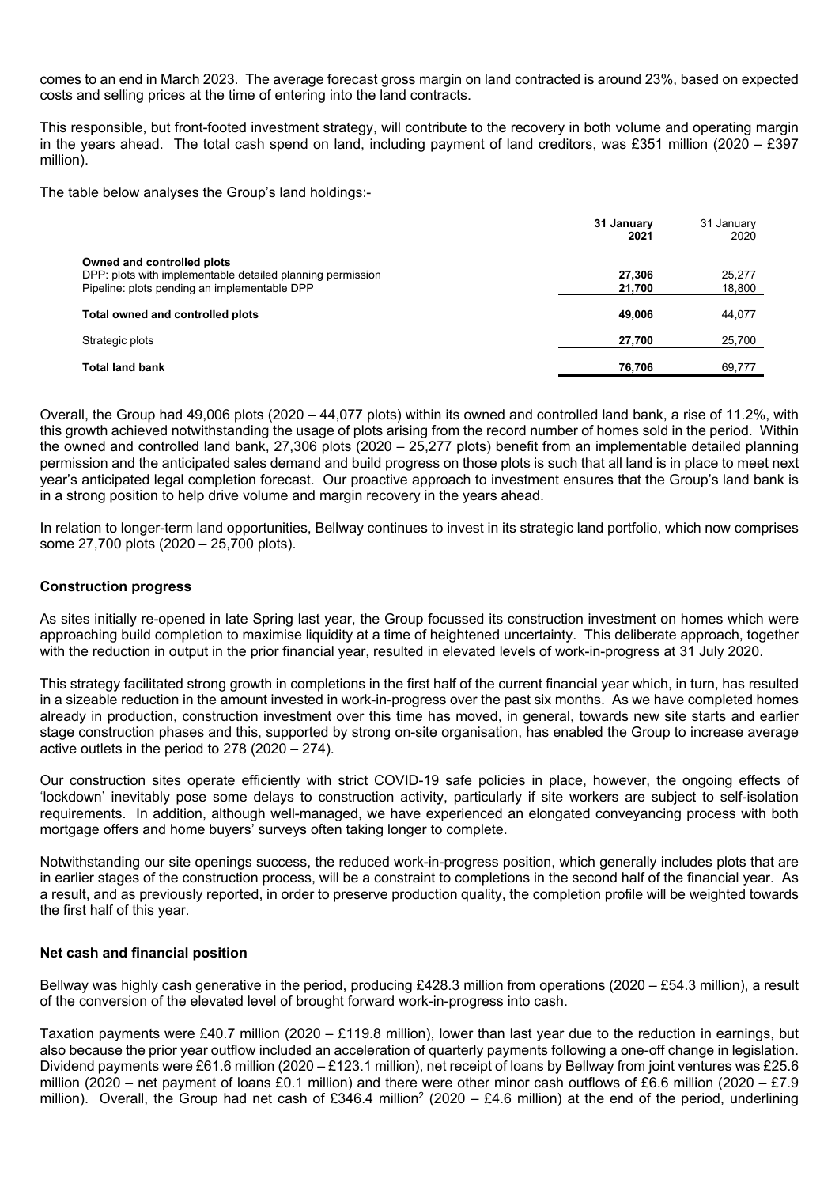comes to an end in March 2023. The average forecast gross margin on land contracted is around 23%, based on expected costs and selling prices at the time of entering into the land contracts.

This responsible, but front-footed investment strategy, will contribute to the recovery in both volume and operating margin in the years ahead. The total cash spend on land, including payment of land creditors, was £351 million (2020 – £397 million).

The table below analyses the Group's land holdings:-

| | **31 January 2021** | 31 January 2020 |
|---|---|---|
| **Owned and controlled plots** | | |
| DPP: plots with implementable detailed planning permission | **27,306** | 25,277 |
| Pipeline: plots pending an implementable DPP | **21,700** | 18,800 |
| **Total owned and controlled plots** | **49,006** | 44,077 |
| Strategic plots | **27,700** | 25,700 |
| **Total land bank** | **76,706** | 69,777 |

Overall, the Group had 49,006 plots (2020 – 44,077 plots) within its owned and controlled land bank, a rise of 11.2%, with this growth achieved notwithstanding the usage of plots arising from the record number of homes sold in the period. Within the owned and controlled land bank, 27,306 plots (2020 – 25,277 plots) benefit from an implementable detailed planning permission and the anticipated sales demand and build progress on those plots is such that all land is in place to meet next year's anticipated legal completion forecast. Our proactive approach to investment ensures that the Group's land bank is in a strong position to help drive volume and margin recovery in the years ahead.

In relation to longer-term land opportunities, Bellway continues to invest in its strategic land portfolio, which now comprises some 27,700 plots (2020 – 25,700 plots).

**Construction progress**

As sites initially re-opened in late Spring last year, the Group focussed its construction investment on homes which were approaching build completion to maximise liquidity at a time of heightened uncertainty. This deliberate approach, together with the reduction in output in the prior financial year, resulted in elevated levels of work-in-progress at 31 July 2020.

This strategy facilitated strong growth in completions in the first half of the current financial year which, in turn, has resulted in a sizeable reduction in the amount invested in work-in-progress over the past six months. As we have completed homes already in production, construction investment over this time has moved, in general, towards new site starts and earlier stage construction phases and this, supported by strong on-site organisation, has enabled the Group to increase average active outlets in the period to 278 (2020 – 274).

Our construction sites operate efficiently with strict COVID-19 safe policies in place, however, the ongoing effects of 'lockdown' inevitably pose some delays to construction activity, particularly if site workers are subject to self-isolation requirements. In addition, although well-managed, we have experienced an elongated conveyancing process with both mortgage offers and home buyers' surveys often taking longer to complete.

Notwithstanding our site openings success, the reduced work-in-progress position, which generally includes plots that are in earlier stages of the construction process, will be a constraint to completions in the second half of the financial year. As a result, and as previously reported, in order to preserve production quality, the completion profile will be weighted towards the first half of this year.

**Net cash and financial position**

Bellway was highly cash generative in the period, producing £428.3 million from operations (2020 – £54.3 million), a result of the conversion of the elevated level of brought forward work-in-progress into cash.

Taxation payments were £40.7 million (2020 – £119.8 million), lower than last year due to the reduction in earnings, but also because the prior year outflow included an acceleration of quarterly payments following a one-off change in legislation. Dividend payments were £61.6 million (2020 – £123.1 million), net receipt of loans by Bellway from joint ventures was £25.6 million (2020 – net payment of loans £0.1 million) and there were other minor cash outflows of £6.6 million (2020 – £7.9 million). Overall, the Group had net cash of £346.4 million[2] (2020 – £4.6 million) at the end of the period, underlining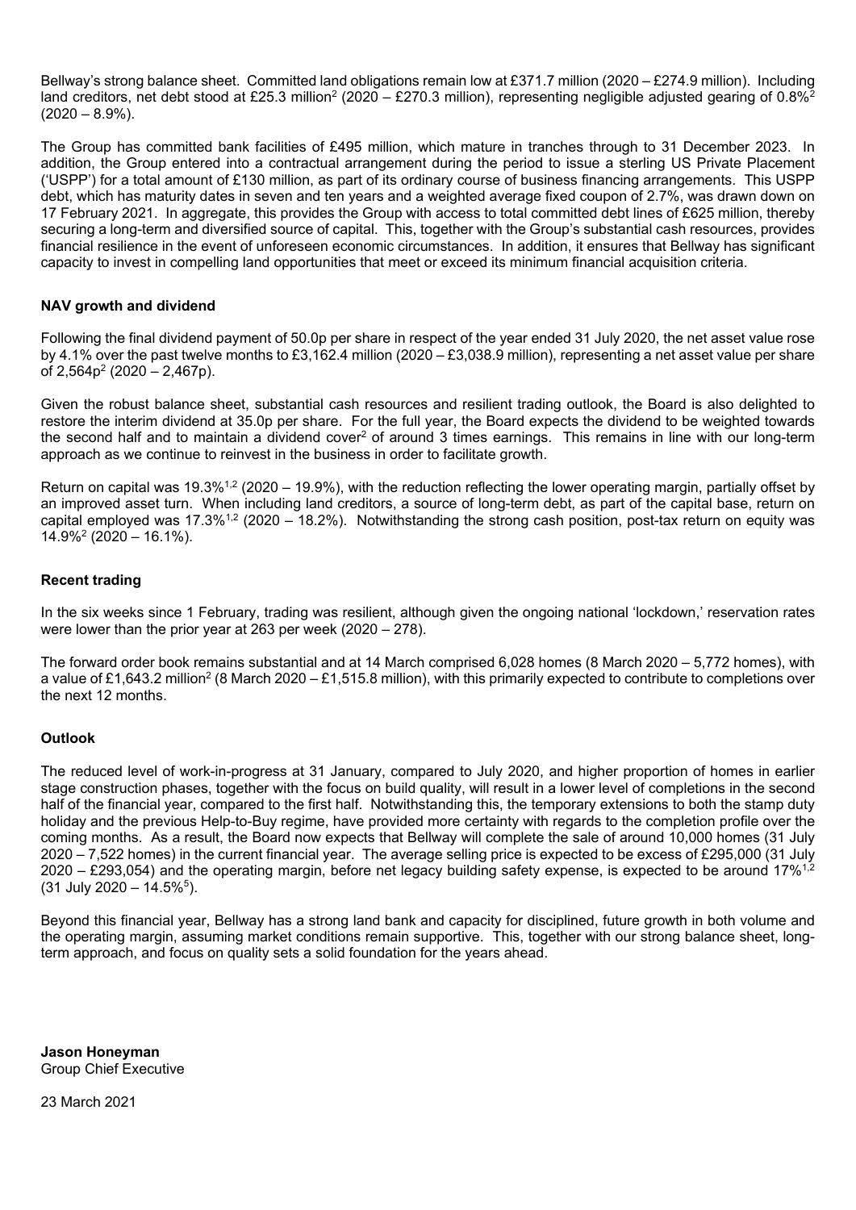Bellway's strong balance sheet. Committed land obligations remain low at £371.7 million (2020 – £274.9 million). Including land creditors, net debt stood at £25.3 million[2] (2020 – £270.3 million), representing negligible adjusted gearing of 0.8%[2] (2020 – 8.9%).

The Group has committed bank facilities of £495 million, which mature in tranches through to 31 December 2023. In addition, the Group entered into a contractual arrangement during the period to issue a sterling US Private Placement ('USPP') for a total amount of £130 million, as part of its ordinary course of business financing arrangements. This USPP debt, which has maturity dates in seven and ten years and a weighted average fixed coupon of 2.7%, was drawn down on 17 February 2021. In aggregate, this provides the Group with access to total committed debt lines of £625 million, thereby securing a long-term and diversified source of capital. This, together with the Group's substantial cash resources, provides financial resilience in the event of unforeseen economic circumstances. In addition, it ensures that Bellway has significant capacity to invest in compelling land opportunities that meet or exceed its minimum financial acquisition criteria.

**NAV growth and dividend**

Following the final dividend payment of 50.0p per share in respect of the year ended 31 July 2020, the net asset value rose by 4.1% over the past twelve months to £3,162.4 million (2020 – £3,038.9 million), representing a net asset value per share of 2,564p[2] (2020 – 2,467p).

Given the robust balance sheet, substantial cash resources and resilient trading outlook, the Board is also delighted to restore the interim dividend at 35.0p per share. For the full year, the Board expects the dividend to be weighted towards the second half and to maintain a dividend cover[2] of around 3 times earnings. This remains in line with our long-term approach as we continue to reinvest in the business in order to facilitate growth.

Return on capital was 19.3%[1,2] (2020 – 19.9%), with the reduction reflecting the lower operating margin, partially offset by an improved asset turn. When including land creditors, a source of long-term debt, as part of the capital base, return on capital employed was 17.3%[1,2] (2020 – 18.2%). Notwithstanding the strong cash position, post-tax return on equity was 14.9%[2] (2020 – 16.1%).

**Recent trading**

In the six weeks since 1 February, trading was resilient, although given the ongoing national 'lockdown,' reservation rates were lower than the prior year at 263 per week (2020 – 278).

The forward order book remains substantial and at 14 March comprised 6,028 homes (8 March 2020 – 5,772 homes), with a value of £1,643.2 million[2] (8 March 2020 – £1,515.8 million), with this primarily expected to contribute to completions over the next 12 months.

**Outlook**

The reduced level of work-in-progress at 31 January, compared to July 2020, and higher proportion of homes in earlier stage construction phases, together with the focus on build quality, will result in a lower level of completions in the second half of the financial year, compared to the first half. Notwithstanding this, the temporary extensions to both the stamp duty holiday and the previous Help-to-Buy regime, have provided more certainty with regards to the completion profile over the coming months. As a result, the Board now expects that Bellway will complete the sale of around 10,000 homes (31 July 2020 – 7,522 homes) in the current financial year. The average selling price is expected to be excess of £295,000 (31 July 2020 – £293,054) and the operating margin, before net legacy building safety expense, is expected to be around 17%[1,2] (31 July 2020 – 14.5%[5]).

Beyond this financial year, Bellway has a strong land bank and capacity for disciplined, future growth in both volume and the operating margin, assuming market conditions remain supportive. This, together with our strong balance sheet, long-term approach, and focus on quality sets a solid foundation for the years ahead.

**Jason Honeyman**
Group Chief Executive

23 March 2021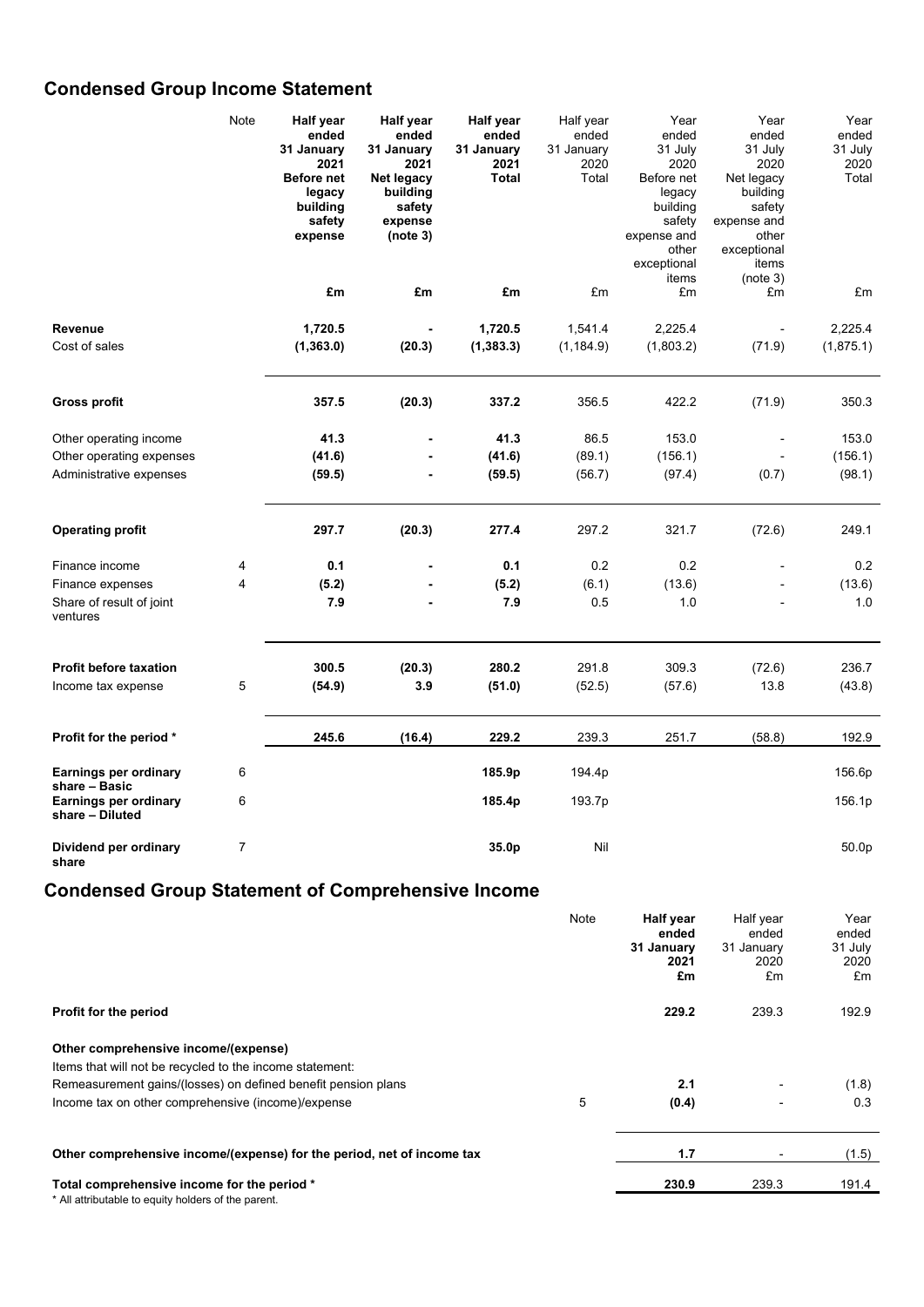## Condensed Group Income Statement

| | Note | **Half year ended 31 January 2021 Before net legacy building safety expense** | **Half year ended 31 January 2021 Net legacy building safety expense (note 3)** | **Half year ended 31 January 2021 Total** | Half year ended 31 January 2020 Total | Year ended 31 July 2020 Before net legacy building safety expense and other exceptional items | Year ended 31 July 2020 Net legacy building safety expense and other exceptional items (note 3) | Year ended 31 July 2020 Total |
|---|---|---|---|---|---|---|---|---|
| | | **£m** | **£m** | **£m** | £m | £m | £m | £m |
| **Revenue** | | **1,720.5** | **-** | **1,720.5** | 1,541.4 | 2,225.4 | - | 2,225.4 |
| Cost of sales | | **(1,363.0)** | **(20.3)** | **(1,383.3)** | (1,184.9) | (1,803.2) | (71.9) | (1,875.1) |
| **Gross profit** | | **357.5** | **(20.3)** | **337.2** | 356.5 | 422.2 | (71.9) | 350.3 |
| Other operating income | | **41.3** | **-** | **41.3** | 86.5 | 153.0 | - | 153.0 |
| Other operating expenses | | **(41.6)** | **-** | **(41.6)** | (89.1) | (156.1) | - | (156.1) |
| Administrative expenses | | **(59.5)** | **-** | **(59.5)** | (56.7) | (97.4) | (0.7) | (98.1) |
| **Operating profit** | | **297.7** | **(20.3)** | **277.4** | 297.2 | 321.7 | (72.6) | 249.1 |
| Finance income | 4 | **0.1** | **-** | **0.1** | 0.2 | 0.2 | - | 0.2 |
| Finance expenses | 4 | **(5.2)** | **-** | **(5.2)** | (6.1) | (13.6) | - | (13.6) |
| Share of result of joint ventures | | **7.9** | **-** | **7.9** | 0.5 | 1.0 | - | 1.0 |
| **Profit before taxation** | | **300.5** | **(20.3)** | **280.2** | 291.8 | 309.3 | (72.6) | 236.7 |
| Income tax expense | 5 | **(54.9)** | **3.9** | **(51.0)** | (52.5) | (57.6) | 13.8 | (43.8) |
| **Profit for the period *** | | **245.6** | **(16.4)** | **229.2** | 239.3 | 251.7 | (58.8) | 192.9 |
| **Earnings per ordinary share – Basic** | 6 | | | **185.9p** | 194.4p | | | 156.6p |
| **Earnings per ordinary share – Diluted** | 6 | | | **185.4p** | 193.7p | | | 156.1p |
| **Dividend per ordinary share** | 7 | | | **35.0p** | Nil | | | 50.0p |

## Condensed Group Statement of Comprehensive Income

| | Note | **Half year ended 31 January 2021 £m** | Half year ended 31 January 2020 £m | Year ended 31 July 2020 £m |
|---|---|---|---|---|
| **Profit for the period** | | **229.2** | 239.3 | 192.9 |
| **Other comprehensive income/(expense)** | | | | |
| Items that will not be recycled to the income statement: | | | | |
| Remeasurement gains/(losses) on defined benefit pension plans | | **2.1** | - | (1.8) |
| Income tax on other comprehensive (income)/expense | 5 | **(0.4)** | - | 0.3 |
| **Other comprehensive income/(expense) for the period, net of income tax** | | **1.7** | - | (1.5) |
| **Total comprehensive income for the period *** | | **230.9** | 239.3 | 191.4 |

* All attributable to equity holders of the parent.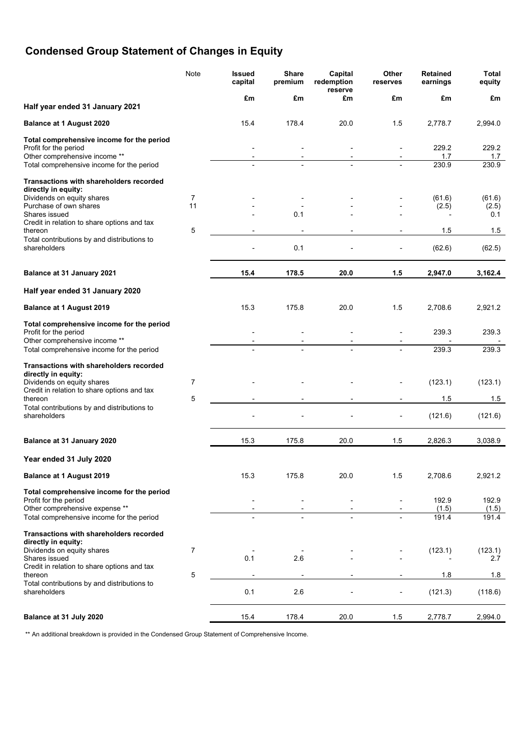# Condensed Group Statement of Changes in Equity

| | Note | Issued capital | Share premium | Capital redemption reserve | Other reserves | Retained earnings | Total equity |
|---|---|---|---|---|---|---|---|
| | | £m | £m | £m | £m | £m | £m |
| **Half year ended 31 January 2021** | | | | | | | |
| **Balance at 1 August 2020** | | 15.4 | 178.4 | 20.0 | 1.5 | 2,778.7 | 2,994.0 |
| **Total comprehensive income for the period** | | | | | | | |
| Profit for the period | | - | - | - | - | 229.2 | 229.2 |
| Other comprehensive income ** | | - | - | - | - | 1.7 | 1.7 |
| Total comprehensive income for the period | | - | - | - | - | 230.9 | 230.9 |
| **Transactions with shareholders recorded directly in equity:** | | | | | | | |
| Dividends on equity shares | 7 | - | - | - | - | (61.6) | (61.6) |
| Purchase of own shares | 11 | - | - | - | - | (2.5) | (2.5) |
| Shares issued | | - | 0.1 | - | - | - | 0.1 |
| Credit in relation to share options and tax thereon | 5 | - | - | - | - | 1.5 | 1.5 |
| Total contributions by and distributions to shareholders | | - | 0.1 | - | - | (62.6) | (62.5) |
| **Balance at 31 January 2021** | | **15.4** | **178.5** | **20.0** | **1.5** | **2,947.0** | **3,162.4** |
| **Half year ended 31 January 2020** | | | | | | | |
| **Balance at 1 August 2019** | | 15.3 | 175.8 | 20.0 | 1.5 | 2,708.6 | 2,921.2 |
| **Total comprehensive income for the period** | | | | | | | |
| Profit for the period | | - | - | - | - | 239.3 | 239.3 |
| Other comprehensive income ** | | - | - | - | - | - | - |
| Total comprehensive income for the period | | - | - | - | - | 239.3 | 239.3 |
| **Transactions with shareholders recorded directly in equity:** | | | | | | | |
| Dividends on equity shares | 7 | - | - | - | - | (123.1) | (123.1) |
| Credit in relation to share options and tax thereon | 5 | - | - | - | - | 1.5 | 1.5 |
| Total contributions by and distributions to shareholders | | - | - | - | - | (121.6) | (121.6) |
| **Balance at 31 January 2020** | | 15.3 | 175.8 | 20.0 | 1.5 | 2,826.3 | 3,038.9 |
| **Year ended 31 July 2020** | | | | | | | |
| **Balance at 1 August 2019** | | 15.3 | 175.8 | 20.0 | 1.5 | 2,708.6 | 2,921.2 |
| **Total comprehensive income for the period** | | | | | | | |
| Profit for the period | | - | - | - | - | 192.9 | 192.9 |
| Other comprehensive expense ** | | - | - | - | - | (1.5) | (1.5) |
| Total comprehensive income for the period | | - | - | - | - | 191.4 | 191.4 |
| **Transactions with shareholders recorded directly in equity:** | | | | | | | |
| Dividends on equity shares | 7 | - | - | - | - | (123.1) | (123.1) |
| Shares issued | | 0.1 | 2.6 | - | - | - | 2.7 |
| Credit in relation to share options and tax thereon | 5 | - | - | - | - | 1.8 | 1.8 |
| Total contributions by and distributions to shareholders | | 0.1 | 2.6 | - | - | (121.3) | (118.6) |
| **Balance at 31 July 2020** | | 15.4 | 178.4 | 20.0 | 1.5 | 2,778.7 | 2,994.0 |

** An additional breakdown is provided in the Condensed Group Statement of Comprehensive Income.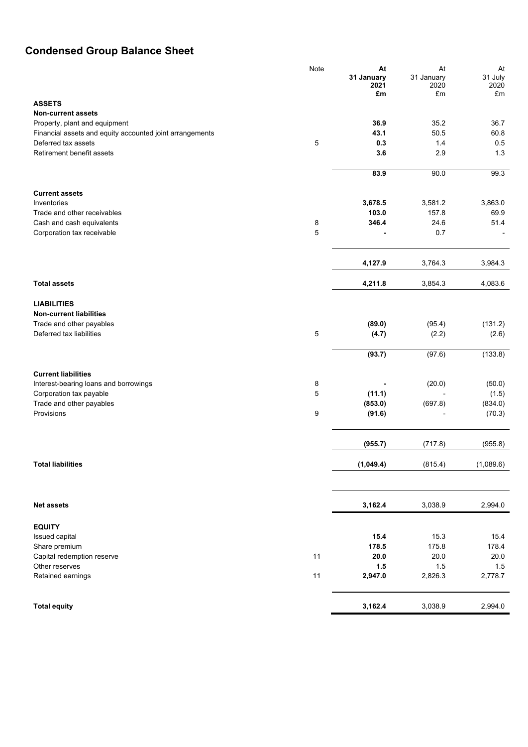# Condensed Group Balance Sheet

| | Note | At 31 January 2021 £m | At 31 January 2020 £m | At 31 July 2020 £m |
|---|---|---|---|---|
| **ASSETS** | | | | |
| **Non-current assets** | | | | |
| Property, plant and equipment | | **36.9** | 35.2 | 36.7 |
| Financial assets and equity accounted joint arrangements | | **43.1** | 50.5 | 60.8 |
| Deferred tax assets | 5 | **0.3** | 1.4 | 0.5 |
| Retirement benefit assets | | **3.6** | 2.9 | 1.3 |
| | | **83.9** | 90.0 | 99.3 |
| **Current assets** | | | | |
| Inventories | | **3,678.5** | 3,581.2 | 3,863.0 |
| Trade and other receivables | | **103.0** | 157.8 | 69.9 |
| Cash and cash equivalents | 8 | **346.4** | 24.6 | 51.4 |
| Corporation tax receivable | 5 | **-** | 0.7 | - |
| | | **4,127.9** | 3,764.3 | 3,984.3 |
| **Total assets** | | **4,211.8** | 3,854.3 | 4,083.6 |
| **LIABILITIES** | | | | |
| **Non-current liabilities** | | | | |
| Trade and other payables | | **(89.0)** | (95.4) | (131.2) |
| Deferred tax liabilities | 5 | **(4.7)** | (2.2) | (2.6) |
| | | **(93.7)** | (97.6) | (133.8) |
| **Current liabilities** | | | | |
| Interest-bearing loans and borrowings | 8 | **-** | (20.0) | (50.0) |
| Corporation tax payable | 5 | **(11.1)** | - | (1.5) |
| Trade and other payables | | **(853.0)** | (697.8) | (834.0) |
| Provisions | 9 | **(91.6)** | - | (70.3) |
| | | **(955.7)** | (717.8) | (955.8) |
| **Total liabilities** | | **(1,049.4)** | (815.4) | (1,089.6) |
| **Net assets** | | **3,162.4** | 3,038.9 | 2,994.0 |
| **EQUITY** | | | | |
| Issued capital | | **15.4** | 15.3 | 15.4 |
| Share premium | | **178.5** | 175.8 | 178.4 |
| Capital redemption reserve | 11 | **20.0** | 20.0 | 20.0 |
| Other reserves | | **1.5** | 1.5 | 1.5 |
| Retained earnings | 11 | **2,947.0** | 2,826.3 | 2,778.7 |
| **Total equity** | | **3,162.4** | 3,038.9 | 2,994.0 |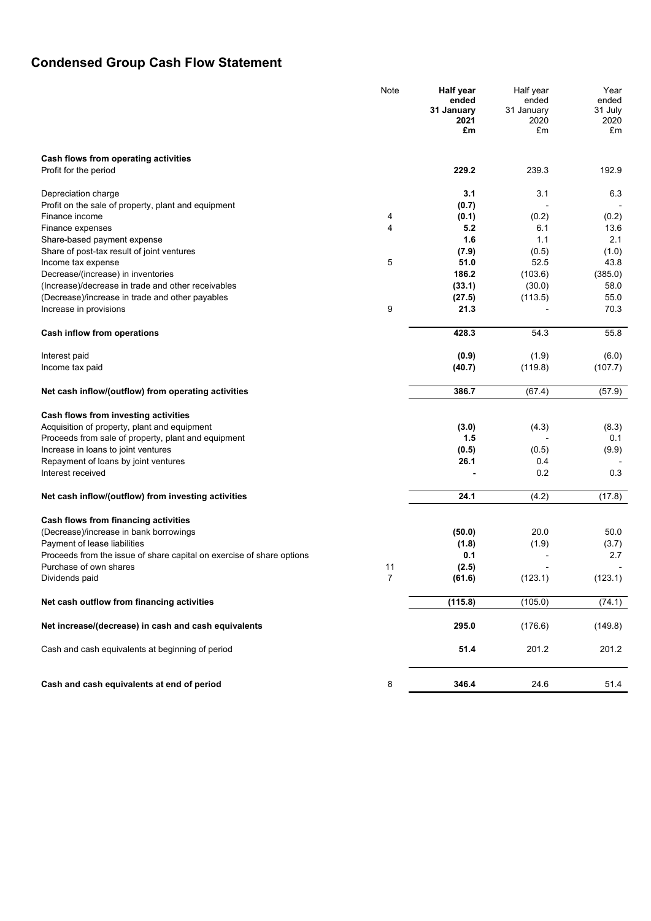# Condensed Group Cash Flow Statement

| | Note | **Half year ended 31 January 2021 £m** | Half year ended 31 January 2020 £m | Year ended 31 July 2020 £m |
|---|---|---|---|---|
| **Cash flows from operating activities** | | | | |
| Profit for the period | | **229.2** | 239.3 | 192.9 |
| | | | | |
| Depreciation charge | | **3.1** | 3.1 | 6.3 |
| Profit on the sale of property, plant and equipment | | **(0.7)** | - | - |
| Finance income | 4 | **(0.1)** | (0.2) | (0.2) |
| Finance expenses | 4 | **5.2** | 6.1 | 13.6 |
| Share-based payment expense | | **1.6** | 1.1 | 2.1 |
| Share of post-tax result of joint ventures | | **(7.9)** | (0.5) | (1.0) |
| Income tax expense | 5 | **51.0** | 52.5 | 43.8 |
| Decrease/(increase) in inventories | | **186.2** | (103.6) | (385.0) |
| (Increase)/decrease in trade and other receivables | | **(33.1)** | (30.0) | 58.0 |
| (Decrease)/increase in trade and other payables | | **(27.5)** | (113.5) | 55.0 |
| Increase in provisions | 9 | **21.3** | - | 70.3 |
| | | | | |
| **Cash inflow from operations** | | **428.3** | 54.3 | 55.8 |
| | | | | |
| Interest paid | | **(0.9)** | (1.9) | (6.0) |
| Income tax paid | | **(40.7)** | (119.8) | (107.7) |
| | | | | |
| **Net cash inflow/(outflow) from operating activities** | | **386.7** | (67.4) | (57.9) |
| | | | | |
| **Cash flows from investing activities** | | | | |
| Acquisition of property, plant and equipment | | **(3.0)** | (4.3) | (8.3) |
| Proceeds from sale of property, plant and equipment | | **1.5** | - | 0.1 |
| Increase in loans to joint ventures | | **(0.5)** | (0.5) | (9.9) |
| Repayment of loans by joint ventures | | **26.1** | 0.4 | - |
| Interest received | | **-** | 0.2 | 0.3 |
| | | | | |
| **Net cash inflow/(outflow) from investing activities** | | **24.1** | (4.2) | (17.8) |
| | | | | |
| **Cash flows from financing activities** | | | | |
| (Decrease)/increase in bank borrowings | | **(50.0)** | 20.0 | 50.0 |
| Payment of lease liabilities | | **(1.8)** | (1.9) | (3.7) |
| Proceeds from the issue of share capital on exercise of share options | | **0.1** | - | 2.7 |
| Purchase of own shares | 11 | **(2.5)** | - | - |
| Dividends paid | 7 | **(61.6)** | (123.1) | (123.1) |
| | | | | |
| **Net cash outflow from financing activities** | | **(115.8)** | (105.0) | (74.1) |
| | | | | |
| **Net increase/(decrease) in cash and cash equivalents** | | **295.0** | (176.6) | (149.8) |
| | | | | |
| Cash and cash equivalents at beginning of period | | **51.4** | 201.2 | 201.2 |
| | | | | |
| **Cash and cash equivalents at end of period** | 8 | **346.4** | 24.6 | 51.4 |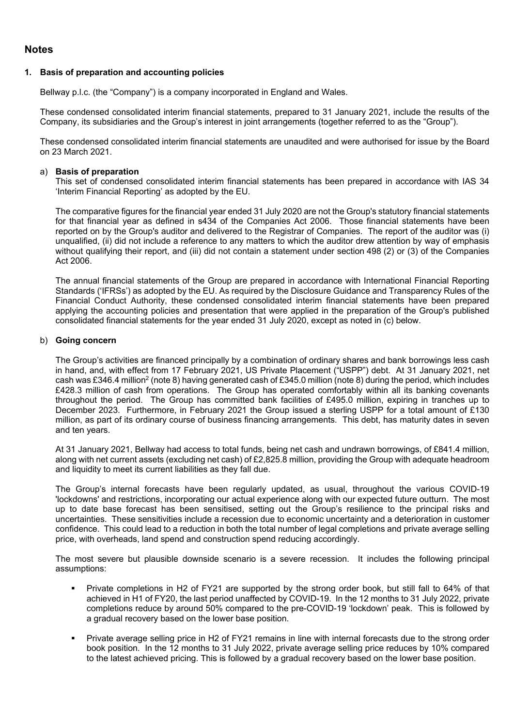## Notes

### 1. Basis of preparation and accounting policies

Bellway p.l.c. (the "Company") is a company incorporated in England and Wales.

These condensed consolidated interim financial statements, prepared to 31 January 2021, include the results of the Company, its subsidiaries and the Group's interest in joint arrangements (together referred to as the "Group").

These condensed consolidated interim financial statements are unaudited and were authorised for issue by the Board on 23 March 2021.

a) **Basis of preparation**

This set of condensed consolidated interim financial statements has been prepared in accordance with IAS 34 'Interim Financial Reporting' as adopted by the EU.

The comparative figures for the financial year ended 31 July 2020 are not the Group's statutory financial statements for that financial year as defined in s434 of the Companies Act 2006. Those financial statements have been reported on by the Group's auditor and delivered to the Registrar of Companies. The report of the auditor was (i) unqualified, (ii) did not include a reference to any matters to which the auditor drew attention by way of emphasis without qualifying their report, and (iii) did not contain a statement under section 498 (2) or (3) of the Companies Act 2006.

The annual financial statements of the Group are prepared in accordance with International Financial Reporting Standards ('IFRSs') as adopted by the EU. As required by the Disclosure Guidance and Transparency Rules of the Financial Conduct Authority, these condensed consolidated interim financial statements have been prepared applying the accounting policies and presentation that were applied in the preparation of the Group's published consolidated financial statements for the year ended 31 July 2020, except as noted in (c) below.

b) **Going concern**

The Group's activities are financed principally by a combination of ordinary shares and bank borrowings less cash in hand, and, with effect from 17 February 2021, US Private Placement ("USPP") debt. At 31 January 2021, net cash was £346.4 million[2] (note 8) having generated cash of £345.0 million (note 8) during the period, which includes £428.3 million of cash from operations. The Group has operated comfortably within all its banking covenants throughout the period. The Group has committed bank facilities of £495.0 million, expiring in tranches up to December 2023. Furthermore, in February 2021 the Group issued a sterling USPP for a total amount of £130 million, as part of its ordinary course of business financing arrangements. This debt, has maturity dates in seven and ten years.

At 31 January 2021, Bellway had access to total funds, being net cash and undrawn borrowings, of £841.4 million, along with net current assets (excluding net cash) of £2,825.8 million, providing the Group with adequate headroom and liquidity to meet its current liabilities as they fall due.

The Group's internal forecasts have been regularly updated, as usual, throughout the various COVID-19 'lockdowns' and restrictions, incorporating our actual experience along with our expected future outturn. The most up to date base forecast has been sensitised, setting out the Group's resilience to the principal risks and uncertainties. These sensitivities include a recession due to economic uncertainty and a deterioration in customer confidence. This could lead to a reduction in both the total number of legal completions and private average selling price, with overheads, land spend and construction spend reducing accordingly.

The most severe but plausible downside scenario is a severe recession. It includes the following principal assumptions:

- Private completions in H2 of FY21 are supported by the strong order book, but still fall to 64% of that achieved in H1 of FY20, the last period unaffected by COVID-19. In the 12 months to 31 July 2022, private completions reduce by around 50% compared to the pre-COVID-19 'lockdown' peak. This is followed by a gradual recovery based on the lower base position.
- Private average selling price in H2 of FY21 remains in line with internal forecasts due to the strong order book position. In the 12 months to 31 July 2022, private average selling price reduces by 10% compared to the latest achieved pricing. This is followed by a gradual recovery based on the lower base position.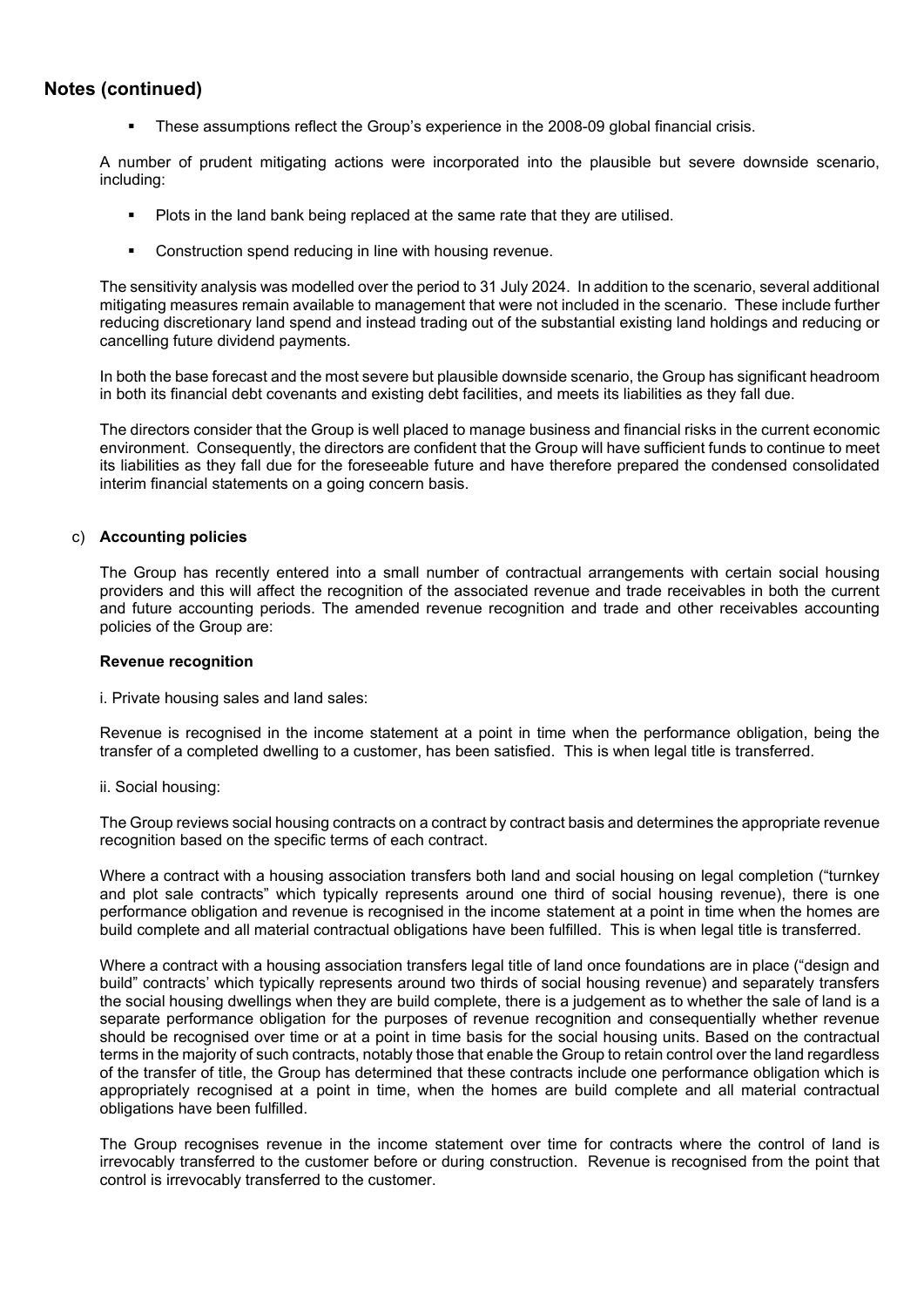## Notes (continued)

- These assumptions reflect the Group's experience in the 2008-09 global financial crisis.

A number of prudent mitigating actions were incorporated into the plausible but severe downside scenario, including:

- Plots in the land bank being replaced at the same rate that they are utilised.
- Construction spend reducing in line with housing revenue.

The sensitivity analysis was modelled over the period to 31 July 2024. In addition to the scenario, several additional mitigating measures remain available to management that were not included in the scenario. These include further reducing discretionary land spend and instead trading out of the substantial existing land holdings and reducing or cancelling future dividend payments.

In both the base forecast and the most severe but plausible downside scenario, the Group has significant headroom in both its financial debt covenants and existing debt facilities, and meets its liabilities as they fall due.

The directors consider that the Group is well placed to manage business and financial risks in the current economic environment. Consequently, the directors are confident that the Group will have sufficient funds to continue to meet its liabilities as they fall due for the foreseeable future and have therefore prepared the condensed consolidated interim financial statements on a going concern basis.

c) **Accounting policies**

The Group has recently entered into a small number of contractual arrangements with certain social housing providers and this will affect the recognition of the associated revenue and trade receivables in both the current and future accounting periods. The amended revenue recognition and trade and other receivables accounting policies of the Group are:

**Revenue recognition**

i. Private housing sales and land sales:

Revenue is recognised in the income statement at a point in time when the performance obligation, being the transfer of a completed dwelling to a customer, has been satisfied. This is when legal title is transferred.

ii. Social housing:

The Group reviews social housing contracts on a contract by contract basis and determines the appropriate revenue recognition based on the specific terms of each contract.

Where a contract with a housing association transfers both land and social housing on legal completion ("turnkey and plot sale contracts" which typically represents around one third of social housing revenue), there is one performance obligation and revenue is recognised in the income statement at a point in time when the homes are build complete and all material contractual obligations have been fulfilled. This is when legal title is transferred.

Where a contract with a housing association transfers legal title of land once foundations are in place ("design and build" contracts' which typically represents around two thirds of social housing revenue) and separately transfers the social housing dwellings when they are build complete, there is a judgement as to whether the sale of land is a separate performance obligation for the purposes of revenue recognition and consequentially whether revenue should be recognised over time or at a point in time basis for the social housing units. Based on the contractual terms in the majority of such contracts, notably those that enable the Group to retain control over the land regardless of the transfer of title, the Group has determined that these contracts include one performance obligation which is appropriately recognised at a point in time, when the homes are build complete and all material contractual obligations have been fulfilled.

The Group recognises revenue in the income statement over time for contracts where the control of land is irrevocably transferred to the customer before or during construction. Revenue is recognised from the point that control is irrevocably transferred to the customer.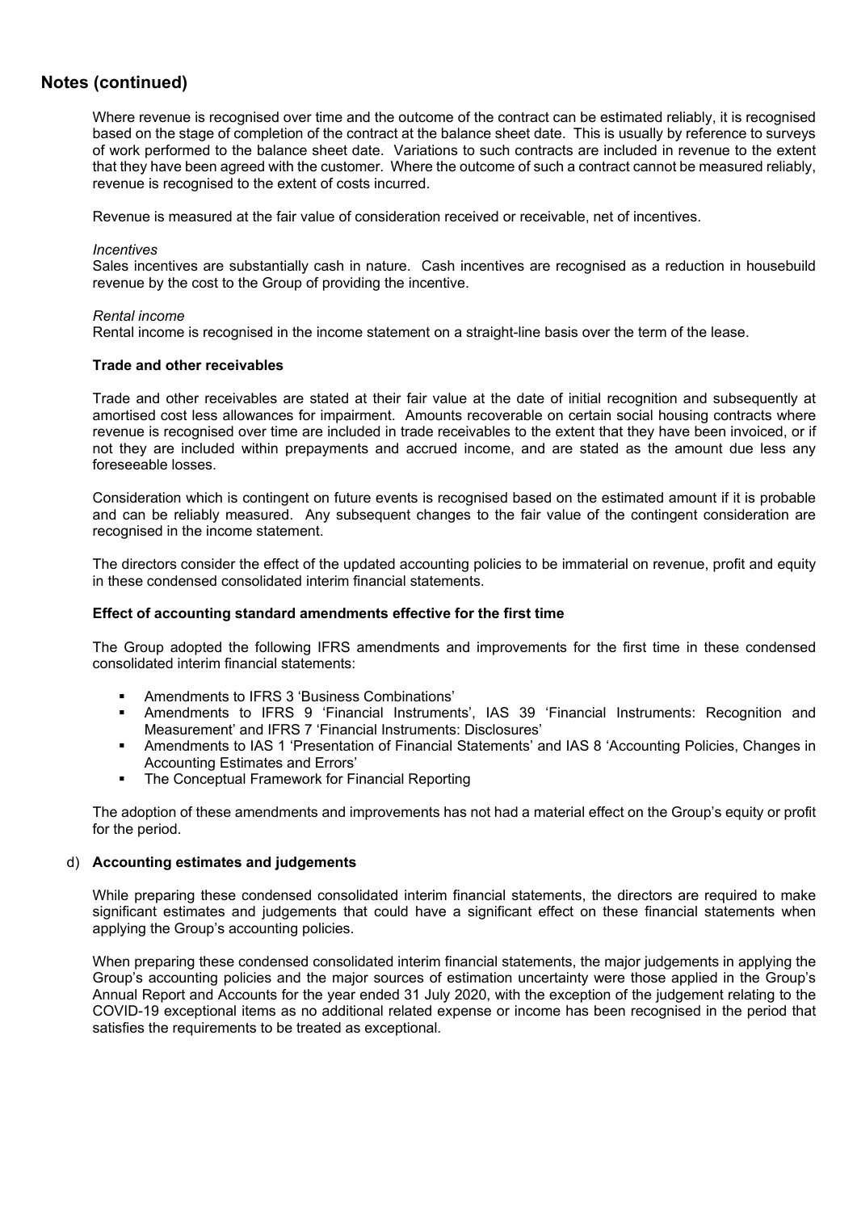## Notes (continued)

Where revenue is recognised over time and the outcome of the contract can be estimated reliably, it is recognised based on the stage of completion of the contract at the balance sheet date. This is usually by reference to surveys of work performed to the balance sheet date. Variations to such contracts are included in revenue to the extent that they have been agreed with the customer. Where the outcome of such a contract cannot be measured reliably, revenue is recognised to the extent of costs incurred.

Revenue is measured at the fair value of consideration received or receivable, net of incentives.

*Incentives*
Sales incentives are substantially cash in nature. Cash incentives are recognised as a reduction in housebuild revenue by the cost to the Group of providing the incentive.

*Rental income*
Rental income is recognised in the income statement on a straight-line basis over the term of the lease.

**Trade and other receivables**

Trade and other receivables are stated at their fair value at the date of initial recognition and subsequently at amortised cost less allowances for impairment. Amounts recoverable on certain social housing contracts where revenue is recognised over time are included in trade receivables to the extent that they have been invoiced, or if not they are included within prepayments and accrued income, and are stated as the amount due less any foreseeable losses.

Consideration which is contingent on future events is recognised based on the estimated amount if it is probable and can be reliably measured. Any subsequent changes to the fair value of the contingent consideration are recognised in the income statement.

The directors consider the effect of the updated accounting policies to be immaterial on revenue, profit and equity in these condensed consolidated interim financial statements.

**Effect of accounting standard amendments effective for the first time**

The Group adopted the following IFRS amendments and improvements for the first time in these condensed consolidated interim financial statements:

- Amendments to IFRS 3 'Business Combinations'
- Amendments to IFRS 9 'Financial Instruments', IAS 39 'Financial Instruments: Recognition and Measurement' and IFRS 7 'Financial Instruments: Disclosures'
- Amendments to IAS 1 'Presentation of Financial Statements' and IAS 8 'Accounting Policies, Changes in Accounting Estimates and Errors'
- The Conceptual Framework for Financial Reporting

The adoption of these amendments and improvements has not had a material effect on the Group's equity or profit for the period.

d) **Accounting estimates and judgements**

While preparing these condensed consolidated interim financial statements, the directors are required to make significant estimates and judgements that could have a significant effect on these financial statements when applying the Group's accounting policies.

When preparing these condensed consolidated interim financial statements, the major judgements in applying the Group's accounting policies and the major sources of estimation uncertainty were those applied in the Group's Annual Report and Accounts for the year ended 31 July 2020, with the exception of the judgement relating to the COVID-19 exceptional items as no additional related expense or income has been recognised in the period that satisfies the requirements to be treated as exceptional.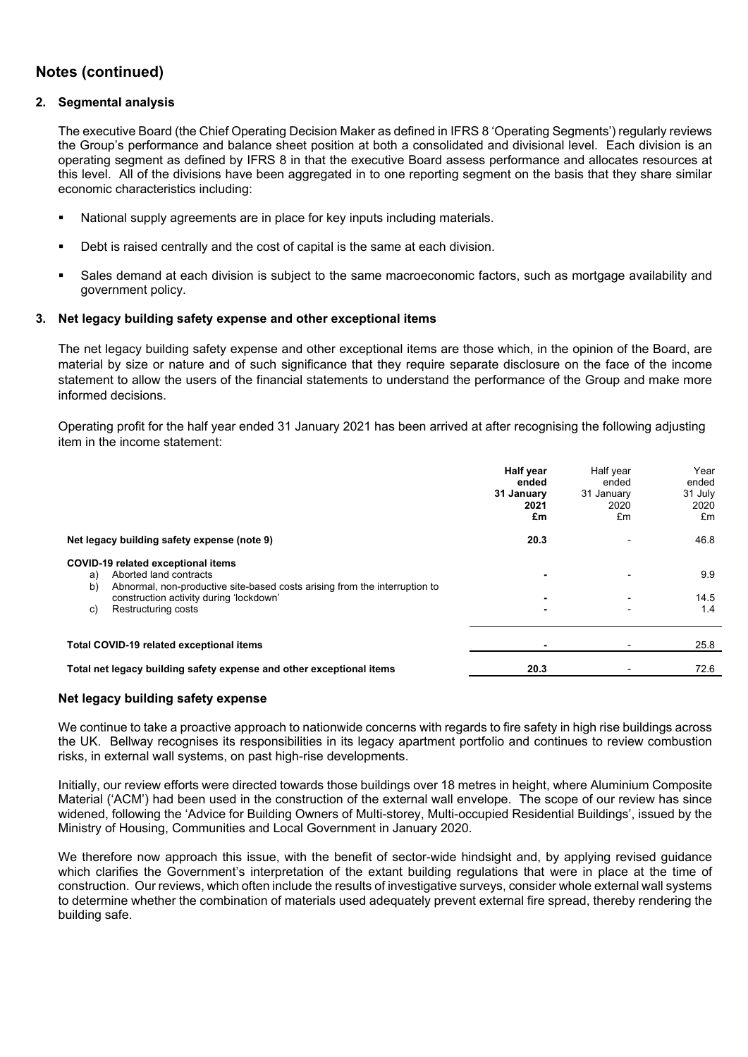## Notes (continued)

### 2. Segmental analysis

The executive Board (the Chief Operating Decision Maker as defined in IFRS 8 'Operating Segments') regularly reviews the Group's performance and balance sheet position at both a consolidated and divisional level. Each division is an operating segment as defined by IFRS 8 in that the executive Board assess performance and allocates resources at this level. All of the divisions have been aggregated in to one reporting segment on the basis that they share similar economic characteristics including:

- National supply agreements are in place for key inputs including materials.
- Debt is raised centrally and the cost of capital is the same at each division.
- Sales demand at each division is subject to the same macroeconomic factors, such as mortgage availability and government policy.

### 3. Net legacy building safety expense and other exceptional items

The net legacy building safety expense and other exceptional items are those which, in the opinion of the Board, are material by size or nature and of such significance that they require separate disclosure on the face of the income statement to allow the users of the financial statements to understand the performance of the Group and make more informed decisions.

Operating profit for the half year ended 31 January 2021 has been arrived at after recognising the following adjusting item in the income statement:

| | **Half year ended 31 January 2021 £m** | Half year ended 31 January 2020 £m | Year ended 31 July 2020 £m |
|---|---|---|---|
| **Net legacy building safety expense (note 9)** | **20.3** | - | 46.8 |
| **COVID-19 related exceptional items** | | | |
| a) Aborted land contracts | **-** | - | 9.9 |
| b) Abnormal, non-productive site-based costs arising from the interruption to construction activity during 'lockdown' | **-** | - | 14.5 |
| c) Restructuring costs | **-** | - | 1.4 |
| **Total COVID-19 related exceptional items** | **-** | - | 25.8 |
| **Total net legacy building safety expense and other exceptional items** | **20.3** | - | 72.6 |

#### Net legacy building safety expense

We continue to take a proactive approach to nationwide concerns with regards to fire safety in high rise buildings across the UK. Bellway recognises its responsibilities in its legacy apartment portfolio and continues to review combustion risks, in external wall systems, on past high-rise developments.

Initially, our review efforts were directed towards those buildings over 18 metres in height, where Aluminium Composite Material ('ACM') had been used in the construction of the external wall envelope. The scope of our review has since widened, following the 'Advice for Building Owners of Multi-storey, Multi-occupied Residential Buildings', issued by the Ministry of Housing, Communities and Local Government in January 2020.

We therefore now approach this issue, with the benefit of sector-wide hindsight and, by applying revised guidance which clarifies the Government's interpretation of the extant building regulations that were in place at the time of construction. Our reviews, which often include the results of investigative surveys, consider whole external wall systems to determine whether the combination of materials used adequately prevent external fire spread, thereby rendering the building safe.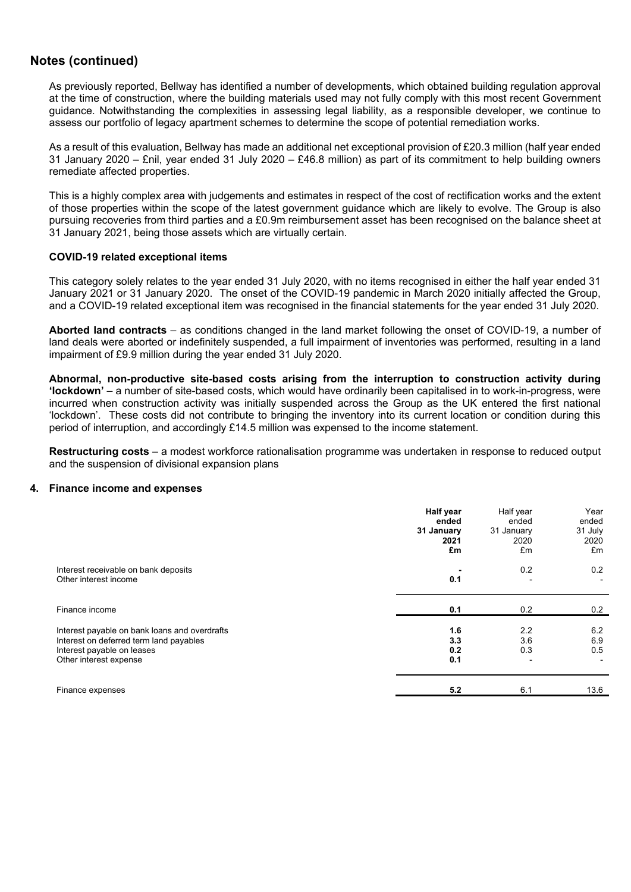## Notes (continued)

As previously reported, Bellway has identified a number of developments, which obtained building regulation approval at the time of construction, where the building materials used may not fully comply with this most recent Government guidance. Notwithstanding the complexities in assessing legal liability, as a responsible developer, we continue to assess our portfolio of legacy apartment schemes to determine the scope of potential remediation works.

As a result of this evaluation, Bellway has made an additional net exceptional provision of £20.3 million (half year ended 31 January 2020 – £nil, year ended 31 July 2020 – £46.8 million) as part of its commitment to help building owners remediate affected properties.

This is a highly complex area with judgements and estimates in respect of the cost of rectification works and the extent of those properties within the scope of the latest government guidance which are likely to evolve. The Group is also pursuing recoveries from third parties and a £0.9m reimbursement asset has been recognised on the balance sheet at 31 January 2021, being those assets which are virtually certain.

**COVID-19 related exceptional items**

This category solely relates to the year ended 31 July 2020, with no items recognised in either the half year ended 31 January 2021 or 31 January 2020. The onset of the COVID-19 pandemic in March 2020 initially affected the Group, and a COVID-19 related exceptional item was recognised in the financial statements for the year ended 31 July 2020.

**Aborted land contracts** – as conditions changed in the land market following the onset of COVID-19, a number of land deals were aborted or indefinitely suspended, a full impairment of inventories was performed, resulting in a land impairment of £9.9 million during the year ended 31 July 2020.

**Abnormal, non-productive site-based costs arising from the interruption to construction activity during 'lockdown'** – a number of site-based costs, which would have ordinarily been capitalised in to work-in-progress, were incurred when construction activity was initially suspended across the Group as the UK entered the first national 'lockdown'. These costs did not contribute to bringing the inventory into its current location or condition during this period of interruption, and accordingly £14.5 million was expensed to the income statement.

**Restructuring costs** – a modest workforce rationalisation programme was undertaken in response to reduced output and the suspension of divisional expansion plans

### 4. Finance income and expenses

| | **Half year ended 31 January 2021 £m** | Half year ended 31 January 2020 £m | Year ended 31 July 2020 £m |
|---|---|---|---|
| Interest receivable on bank deposits | **-** | 0.2 | 0.2 |
| Other interest income | **0.1** | - | - |
| Finance income | **0.1** | 0.2 | 0.2 |
| Interest payable on bank loans and overdrafts | **1.6** | 2.2 | 6.2 |
| Interest on deferred term land payables | **3.3** | 3.6 | 6.9 |
| Interest payable on leases | **0.2** | 0.3 | 0.5 |
| Other interest expense | **0.1** | - | - |
| Finance expenses | **5.2** | 6.1 | 13.6 |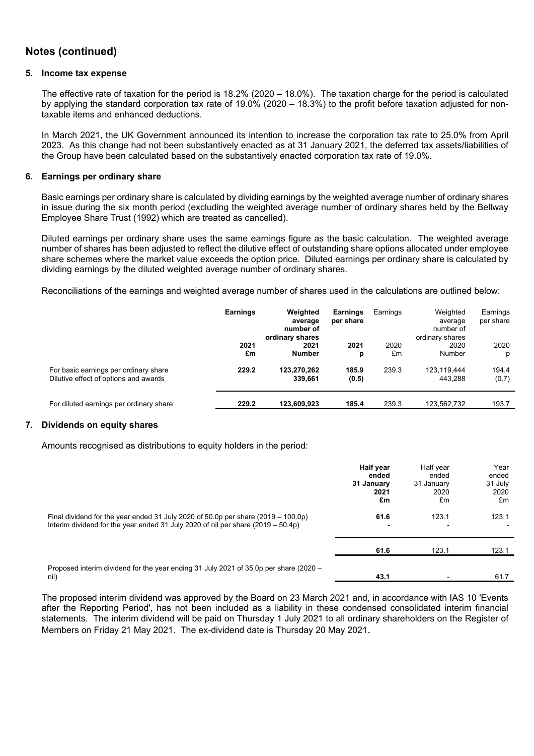## Notes (continued)

### 5. Income tax expense

The effective rate of taxation for the period is 18.2% (2020 – 18.0%). The taxation charge for the period is calculated by applying the standard corporation tax rate of 19.0% (2020 – 18.3%) to the profit before taxation adjusted for non-taxable items and enhanced deductions.

In March 2021, the UK Government announced its intention to increase the corporation tax rate to 25.0% from April 2023. As this change had not been substantively enacted as at 31 January 2021, the deferred tax assets/liabilities of the Group have been calculated based on the substantively enacted corporation tax rate of 19.0%.

### 6. Earnings per ordinary share

Basic earnings per ordinary share is calculated by dividing earnings by the weighted average number of ordinary shares in issue during the six month period (excluding the weighted average number of ordinary shares held by the Bellway Employee Share Trust (1992) which are treated as cancelled).

Diluted earnings per ordinary share uses the same earnings figure as the basic calculation. The weighted average number of shares has been adjusted to reflect the dilutive effect of outstanding share options allocated under employee share schemes where the market value exceeds the option price. Diluted earnings per ordinary share is calculated by dividing earnings by the diluted weighted average number of ordinary shares.

Reconciliations of the earnings and weighted average number of shares used in the calculations are outlined below:

| | **Earnings** | **Weighted average number of ordinary shares** | **Earnings per share** | Earnings | Weighted average number of ordinary shares | Earnings per share |
|---|---|---|---|---|---|---|
| | **2021** | **2021** | **2021** | 2020 | 2020 | 2020 |
| | **£m** | **Number** | **p** | £m | Number | p |
| For basic earnings per ordinary share | **229.2** | **123,270,262** | **185.9** | 239.3 | 123,119,444 | 194.4 |
| Dilutive effect of options and awards | | **339,661** | **(0.5)** | | 443,288 | (0.7) |
| For diluted earnings per ordinary share | **229.2** | **123,609,923** | **185.4** | 239.3 | 123,562,732 | 193.7 |

### 7. Dividends on equity shares

Amounts recognised as distributions to equity holders in the period:

| | **Half year ended 31 January 2021 £m** | Half year ended 31 January 2020 £m | Year ended 31 July 2020 £m |
|---|---|---|---|
| Final dividend for the year ended 31 July 2020 of 50.0p per share (2019 – 100.0p) | **61.6** | 123.1 | 123.1 |
| Interim dividend for the year ended 31 July 2020 of nil per share (2019 – 50.4p) | **-** | - | - |
| | **61.6** | 123.1 | 123.1 |
| Proposed interim dividend for the year ending 31 July 2021 of 35.0p per share (2020 – nil) | **43.1** | - | 61.7 |

The proposed interim dividend was approved by the Board on 23 March 2021 and, in accordance with IAS 10 'Events after the Reporting Period', has not been included as a liability in these condensed consolidated interim financial statements. The interim dividend will be paid on Thursday 1 July 2021 to all ordinary shareholders on the Register of Members on Friday 21 May 2021. The ex-dividend date is Thursday 20 May 2021.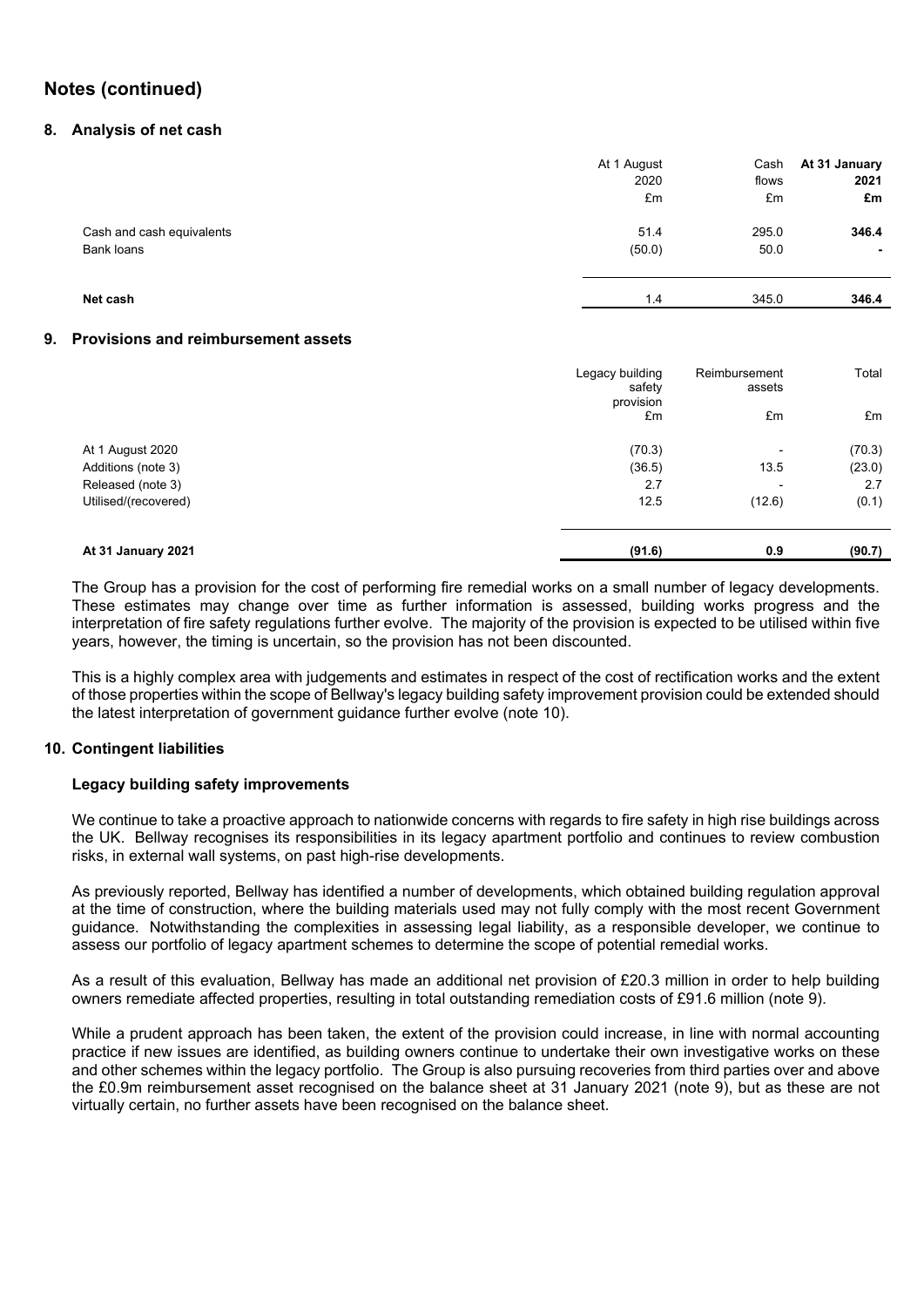## Notes (continued)

### 8. Analysis of net cash

| | At 1 August 2020 £m | Cash flows £m | **At 31 January 2021 £m** |
|---|---|---|---|
| Cash and cash equivalents | 51.4 | 295.0 | **346.4** |
| Bank loans | (50.0) | 50.0 | **-** |
| **Net cash** | 1.4 | 345.0 | **346.4** |

### 9. Provisions and reimbursement assets

| | Legacy building safety provision £m | Reimbursement assets £m | Total £m |
|---|---|---|---|
| At 1 August 2020 | (70.3) | - | (70.3) |
| Additions (note 3) | (36.5) | 13.5 | (23.0) |
| Released (note 3) | 2.7 | - | 2.7 |
| Utilised/(recovered) | 12.5 | (12.6) | (0.1) |
| **At 31 January 2021** | **(91.6)** | **0.9** | **(90.7)** |

The Group has a provision for the cost of performing fire remedial works on a small number of legacy developments. These estimates may change over time as further information is assessed, building works progress and the interpretation of fire safety regulations further evolve. The majority of the provision is expected to be utilised within five years, however, the timing is uncertain, so the provision has not been discounted.

This is a highly complex area with judgements and estimates in respect of the cost of rectification works and the extent of those properties within the scope of Bellway's legacy building safety improvement provision could be extended should the latest interpretation of government guidance further evolve (note 10).

### 10. Contingent liabilities

**Legacy building safety improvements**

We continue to take a proactive approach to nationwide concerns with regards to fire safety in high rise buildings across the UK. Bellway recognises its responsibilities in its legacy apartment portfolio and continues to review combustion risks, in external wall systems, on past high-rise developments.

As previously reported, Bellway has identified a number of developments, which obtained building regulation approval at the time of construction, where the building materials used may not fully comply with the most recent Government guidance. Notwithstanding the complexities in assessing legal liability, as a responsible developer, we continue to assess our portfolio of legacy apartment schemes to determine the scope of potential remedial works.

As a result of this evaluation, Bellway has made an additional net provision of £20.3 million in order to help building owners remediate affected properties, resulting in total outstanding remediation costs of £91.6 million (note 9).

While a prudent approach has been taken, the extent of the provision could increase, in line with normal accounting practice if new issues are identified, as building owners continue to undertake their own investigative works on these and other schemes within the legacy portfolio. The Group is also pursuing recoveries from third parties over and above the £0.9m reimbursement asset recognised on the balance sheet at 31 January 2021 (note 9), but as these are not virtually certain, no further assets have been recognised on the balance sheet.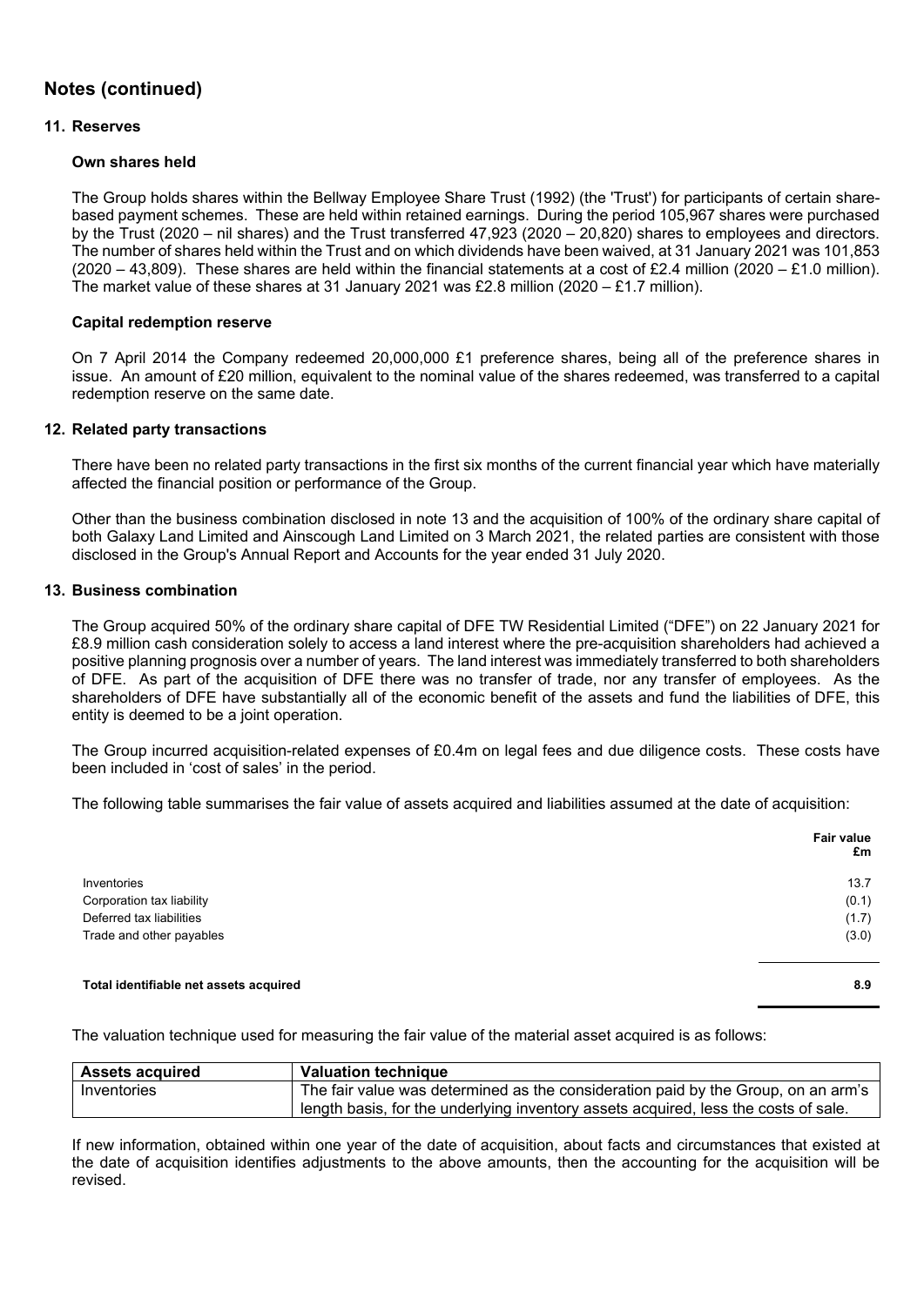## Notes (continued)

### 11. Reserves

**Own shares held**

The Group holds shares within the Bellway Employee Share Trust (1992) (the 'Trust') for participants of certain share-based payment schemes. These are held within retained earnings. During the period 105,967 shares were purchased by the Trust (2020 – nil shares) and the Trust transferred 47,923 (2020 – 20,820) shares to employees and directors. The number of shares held within the Trust and on which dividends have been waived, at 31 January 2021 was 101,853 (2020 – 43,809). These shares are held within the financial statements at a cost of £2.4 million (2020 – £1.0 million). The market value of these shares at 31 January 2021 was £2.8 million (2020 – £1.7 million).

**Capital redemption reserve**

On 7 April 2014 the Company redeemed 20,000,000 £1 preference shares, being all of the preference shares in issue. An amount of £20 million, equivalent to the nominal value of the shares redeemed, was transferred to a capital redemption reserve on the same date.

### 12. Related party transactions

There have been no related party transactions in the first six months of the current financial year which have materially affected the financial position or performance of the Group.

Other than the business combination disclosed in note 13 and the acquisition of 100% of the ordinary share capital of both Galaxy Land Limited and Ainscough Land Limited on 3 March 2021, the related parties are consistent with those disclosed in the Group's Annual Report and Accounts for the year ended 31 July 2020.

### 13. Business combination

The Group acquired 50% of the ordinary share capital of DFE TW Residential Limited ("DFE") on 22 January 2021 for £8.9 million cash consideration solely to access a land interest where the pre-acquisition shareholders had achieved a positive planning prognosis over a number of years. The land interest was immediately transferred to both shareholders of DFE. As part of the acquisition of DFE there was no transfer of trade, nor any transfer of employees. As the shareholders of DFE have substantially all of the economic benefit of the assets and fund the liabilities of DFE, this entity is deemed to be a joint operation.

The Group incurred acquisition-related expenses of £0.4m on legal fees and due diligence costs. These costs have been included in 'cost of sales' in the period.

The following table summarises the fair value of assets acquired and liabilities assumed at the date of acquisition:

| | Fair value £m |
|---|---|
| Inventories | 13.7 |
| Corporation tax liability | (0.1) |
| Deferred tax liabilities | (1.7) |
| Trade and other payables | (3.0) |
| **Total identifiable net assets acquired** | **8.9** |

The valuation technique used for measuring the fair value of the material asset acquired is as follows:

| Assets acquired | Valuation technique |
|---|---|
| Inventories | The fair value was determined as the consideration paid by the Group, on an arm's length basis, for the underlying inventory assets acquired, less the costs of sale. |

If new information, obtained within one year of the date of acquisition, about facts and circumstances that existed at the date of acquisition identifies adjustments to the above amounts, then the accounting for the acquisition will be revised.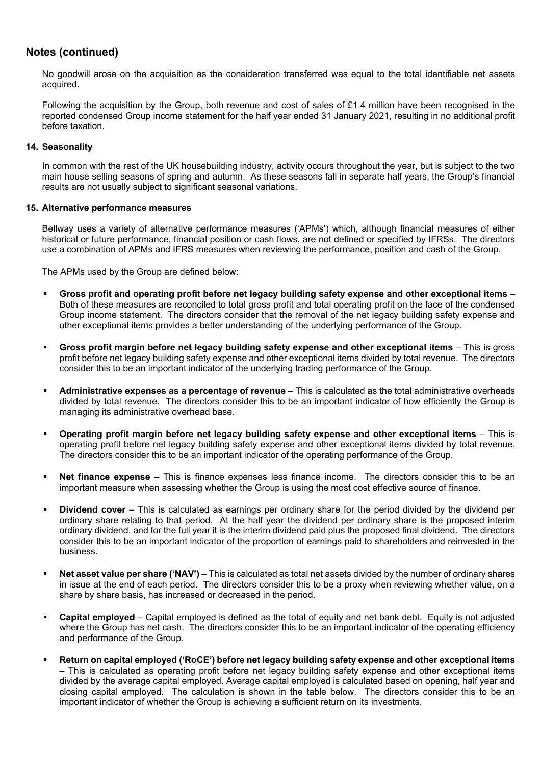## Notes (continued)

No goodwill arose on the acquisition as the consideration transferred was equal to the total identifiable net assets acquired.

Following the acquisition by the Group, both revenue and cost of sales of £1.4 million have been recognised in the reported condensed Group income statement for the half year ended 31 January 2021, resulting in no additional profit before taxation.

### 14. Seasonality

In common with the rest of the UK housebuilding industry, activity occurs throughout the year, but is subject to the two main house selling seasons of spring and autumn. As these seasons fall in separate half years, the Group's financial results are not usually subject to significant seasonal variations.

### 15. Alternative performance measures

Bellway uses a variety of alternative performance measures ('APMs') which, although financial measures of either historical or future performance, financial position or cash flows, are not defined or specified by IFRSs. The directors use a combination of APMs and IFRS measures when reviewing the performance, position and cash of the Group.

The APMs used by the Group are defined below:

- **Gross profit and operating profit before net legacy building safety expense and other exceptional items** – Both of these measures are reconciled to total gross profit and total operating profit on the face of the condensed Group income statement. The directors consider that the removal of the net legacy building safety expense and other exceptional items provides a better understanding of the underlying performance of the Group.
- **Gross profit margin before net legacy building safety expense and other exceptional items** – This is gross profit before net legacy building safety expense and other exceptional items divided by total revenue. The directors consider this to be an important indicator of the underlying trading performance of the Group.
- **Administrative expenses as a percentage of revenue** – This is calculated as the total administrative overheads divided by total revenue. The directors consider this to be an important indicator of how efficiently the Group is managing its administrative overhead base.
- **Operating profit margin before net legacy building safety expense and other exceptional items** – This is operating profit before net legacy building safety expense and other exceptional items divided by total revenue. The directors consider this to be an important indicator of the operating performance of the Group.
- **Net finance expense** – This is finance expenses less finance income. The directors consider this to be an important measure when assessing whether the Group is using the most cost effective source of finance.
- **Dividend cover** – This is calculated as earnings per ordinary share for the period divided by the dividend per ordinary share relating to that period. At the half year the dividend per ordinary share is the proposed interim ordinary dividend, and for the full year it is the interim dividend paid plus the proposed final dividend. The directors consider this to be an important indicator of the proportion of earnings paid to shareholders and reinvested in the business.
- **Net asset value per share ('NAV')** – This is calculated as total net assets divided by the number of ordinary shares in issue at the end of each period. The directors consider this to be a proxy when reviewing whether value, on a share by share basis, has increased or decreased in the period.
- **Capital employed** – Capital employed is defined as the total of equity and net bank debt. Equity is not adjusted where the Group has net cash. The directors consider this to be an important indicator of the operating efficiency and performance of the Group.
- **Return on capital employed ('RoCE') before net legacy building safety expense and other exceptional items** – This is calculated as operating profit before net legacy building safety expense and other exceptional items divided by the average capital employed. Average capital employed is calculated based on opening, half year and closing capital employed. The calculation is shown in the table below. The directors consider this to be an important indicator of whether the Group is achieving a sufficient return on its investments.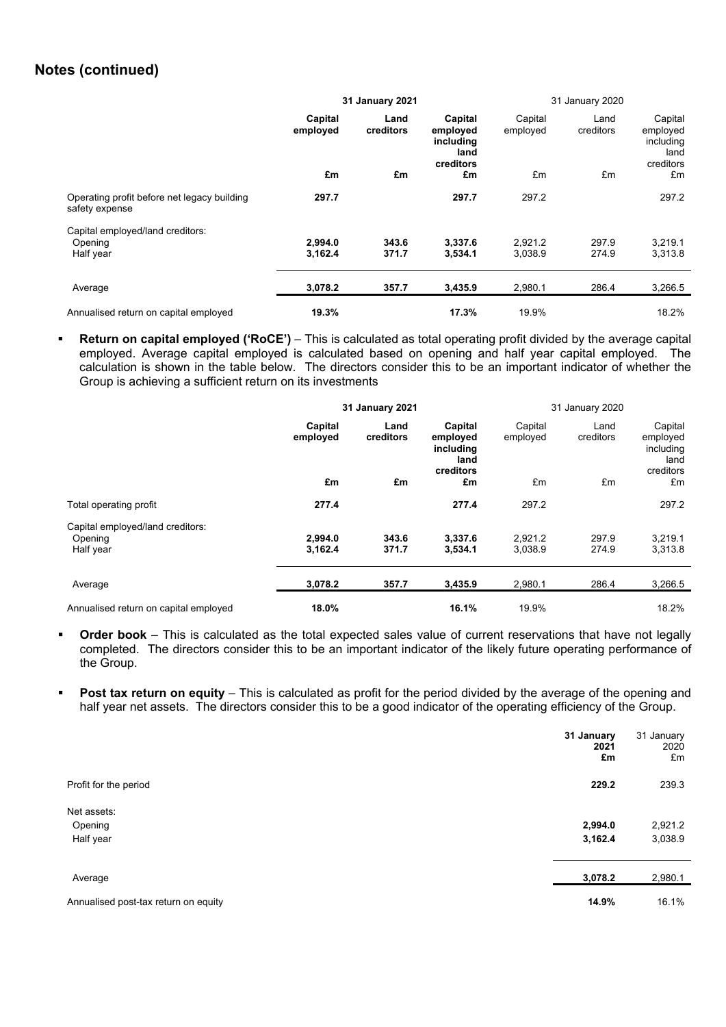## Notes (continued)

| | **31 January 2021** | | | 31 January 2020 | | |
|---|---|---|---|---|---|---|
| | **Capital employed** | **Land creditors** | **Capital employed including land creditors** | Capital employed | Land creditors | Capital employed including land creditors |
| | **£m** | **£m** | **£m** | £m | £m | £m |
| Operating profit before net legacy building safety expense | **297.7** | | **297.7** | 297.2 | | 297.2 |
| Capital employed/land creditors: | | | | | | |
| Opening | **2,994.0** | **343.6** | **3,337.6** | 2,921.2 | 297.9 | 3,219.1 |
| Half year | **3,162.4** | **371.7** | **3,534.1** | 3,038.9 | 274.9 | 3,313.8 |
| Average | **3,078.2** | **357.7** | **3,435.9** | 2,980.1 | 286.4 | 3,266.5 |
| Annualised return on capital employed | **19.3%** | | **17.3%** | 19.9% | | 18.2% |

- **Return on capital employed ('RoCE')** – This is calculated as total operating profit divided by the average capital employed. Average capital employed is calculated based on opening and half year capital employed. The calculation is shown in the table below. The directors consider this to be an important indicator of whether the Group is achieving a sufficient return on its investments

| | **31 January 2021** | | | 31 January 2020 | | |
|---|---|---|---|---|---|---|
| | **Capital employed** | **Land creditors** | **Capital employed including land creditors** | Capital employed | Land creditors | Capital employed including land creditors |
| | **£m** | **£m** | **£m** | £m | £m | £m |
| Total operating profit | **277.4** | | **277.4** | 297.2 | | 297.2 |
| Capital employed/land creditors: | | | | | | |
| Opening | **2,994.0** | **343.6** | **3,337.6** | 2,921.2 | 297.9 | 3,219.1 |
| Half year | **3,162.4** | **371.7** | **3,534.1** | 3,038.9 | 274.9 | 3,313.8 |
| Average | **3,078.2** | **357.7** | **3,435.9** | 2,980.1 | 286.4 | 3,266.5 |
| Annualised return on capital employed | **18.0%** | | **16.1%** | 19.9% | | 18.2% |

- **Order book** – This is calculated as the total expected sales value of current reservations that have not legally completed. The directors consider this to be an important indicator of the likely future operating performance of the Group.

- **Post tax return on equity** – This is calculated as profit for the period divided by the average of the opening and half year net assets. The directors consider this to be a good indicator of the operating efficiency of the Group.

| | **31 January 2021 £m** | 31 January 2020 £m |
|---|---|---|
| Profit for the period | **229.2** | 239.3 |
| Net assets: | | |
| Opening | **2,994.0** | 2,921.2 |
| Half year | **3,162.4** | 3,038.9 |
| Average | **3,078.2** | 2,980.1 |
| Annualised post-tax return on equity | **14.9%** | 16.1% |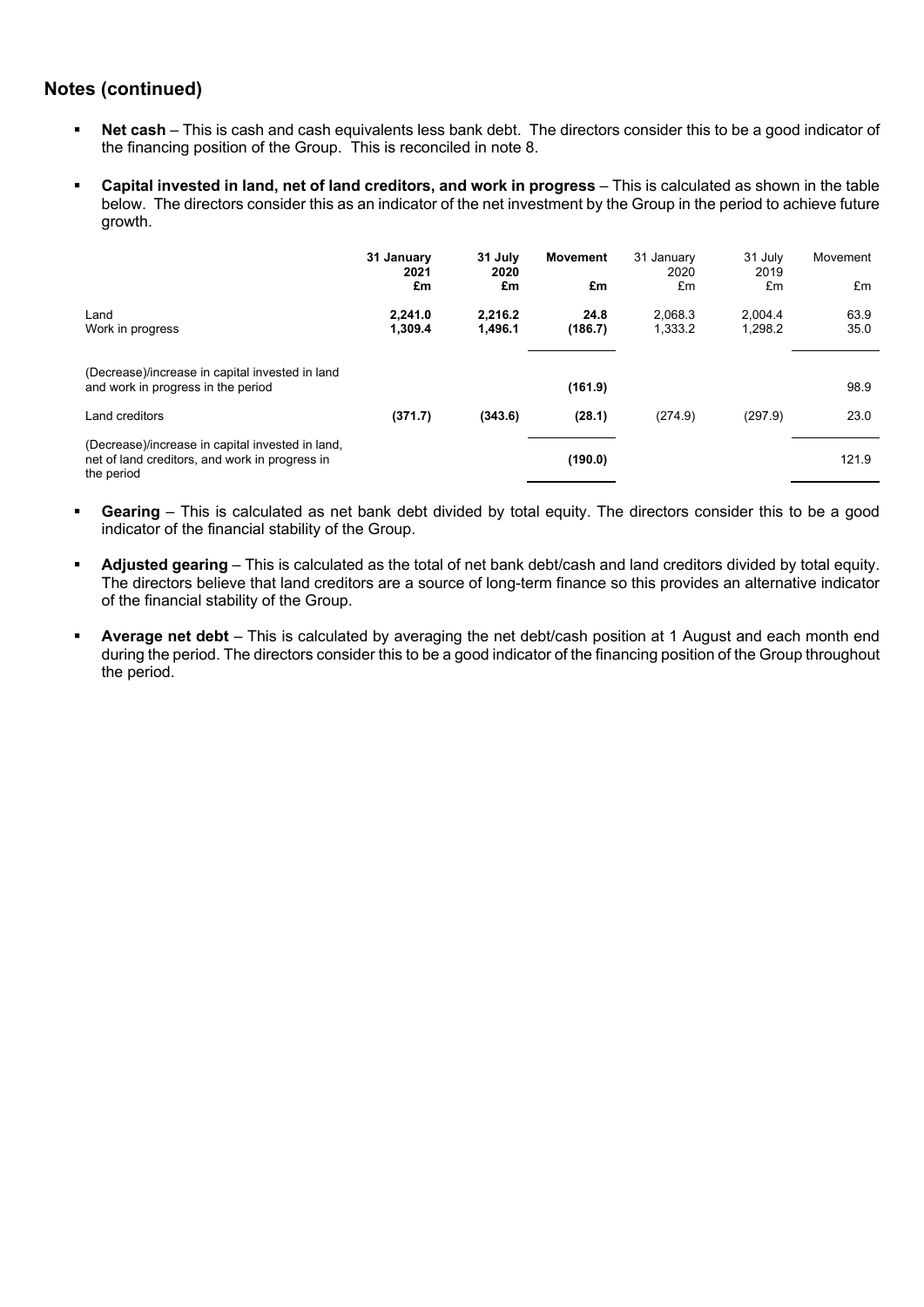## Notes (continued)

- **Net cash** – This is cash and cash equivalents less bank debt. The directors consider this to be a good indicator of the financing position of the Group. This is reconciled in note 8.
- **Capital invested in land, net of land creditors, and work in progress** – This is calculated as shown in the table below. The directors consider this as an indicator of the net investment by the Group in the period to achieve future growth.

| | **31 January 2021 £m** | **31 July 2020 £m** | **Movement £m** | 31 January 2020 £m | 31 July 2019 £m | Movement £m |
|---|---|---|---|---|---|---|
| Land | **2,241.0** | **2,216.2** | **24.8** | 2,068.3 | 2,004.4 | 63.9 |
| Work in progress | **1,309.4** | **1,496.1** | **(186.7)** | 1,333.2 | 1,298.2 | 35.0 |
| (Decrease)/increase in capital invested in land and work in progress in the period | | | **(161.9)** | | | 98.9 |
| Land creditors | **(371.7)** | **(343.6)** | **(28.1)** | (274.9) | (297.9) | 23.0 |
| (Decrease)/increase in capital invested in land, net of land creditors, and work in progress in the period | | | **(190.0)** | | | 121.9 |

- **Gearing** – This is calculated as net bank debt divided by total equity. The directors consider this to be a good indicator of the financial stability of the Group.
- **Adjusted gearing** – This is calculated as the total of net bank debt/cash and land creditors divided by total equity. The directors believe that land creditors are a source of long-term finance so this provides an alternative indicator of the financial stability of the Group.
- **Average net debt** – This is calculated by averaging the net debt/cash position at 1 August and each month end during the period. The directors consider this to be a good indicator of the financing position of the Group throughout the period.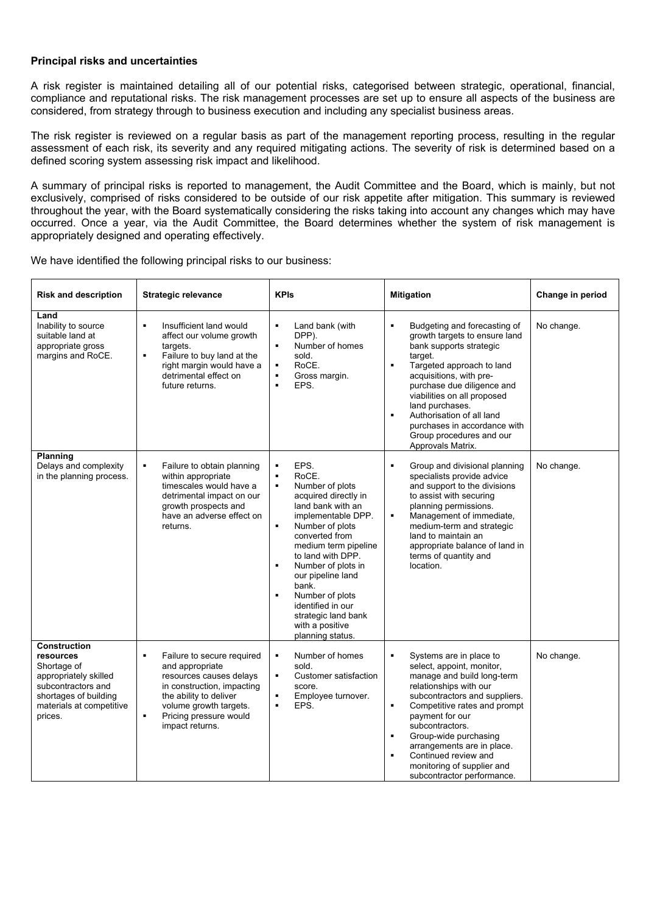**Principal risks and uncertainties**

A risk register is maintained detailing all of our potential risks, categorised between strategic, operational, financial, compliance and reputational risks. The risk management processes are set up to ensure all aspects of the business are considered, from strategy through to business execution and including any specialist business areas.

The risk register is reviewed on a regular basis as part of the management reporting process, resulting in the regular assessment of each risk, its severity and any required mitigating actions. The severity of risk is determined based on a defined scoring system assessing risk impact and likelihood.

A summary of principal risks is reported to management, the Audit Committee and the Board, which is mainly, but not exclusively, comprised of risks considered to be outside of our risk appetite after mitigation. This summary is reviewed throughout the year, with the Board systematically considering the risks taking into account any changes which may have occurred. Once a year, via the Audit Committee, the Board determines whether the system of risk management is appropriately designed and operating effectively.

We have identified the following principal risks to our business:

| Risk and description | Strategic relevance | KPIs | Mitigation | Change in period |
|---|---|---|---|---|
| **Land**<br>Inability to source suitable land at appropriate gross margins and RoCE. | ▪ Insufficient land would affect our volume growth targets.<br>▪ Failure to buy land at the right margin would have a detrimental effect on future returns. | ▪ Land bank (with DPP).<br>▪ Number of homes sold.<br>▪ RoCE.<br>▪ Gross margin.<br>▪ EPS. | ▪ Budgeting and forecasting of growth targets to ensure land bank supports strategic target.<br>▪ Targeted approach to land acquisitions, with pre-purchase due diligence and viabilities on all proposed land purchases.<br>▪ Authorisation of all land purchases in accordance with Group procedures and our Approvals Matrix. | No change. |
| **Planning**<br>Delays and complexity in the planning process. | ▪ Failure to obtain planning within appropriate timescales would have a detrimental impact on our growth prospects and have an adverse effect on returns. | ▪ EPS.<br>▪ RoCE.<br>▪ Number of plots acquired directly in land bank with an implementable DPP.<br>▪ Number of plots converted from medium term pipeline to land with DPP.<br>▪ Number of plots in our pipeline land bank.<br>▪ Number of plots identified in our strategic land bank with a positive planning status. | ▪ Group and divisional planning specialists provide advice and support to the divisions to assist with securing planning permissions.<br>▪ Management of immediate, medium-term and strategic land to maintain an appropriate balance of land in terms of quantity and location. | No change. |
| **Construction resources**<br>Shortage of appropriately skilled subcontractors and shortages of building materials at competitive prices. | ▪ Failure to secure required and appropriate resources causes delays in construction, impacting the ability to deliver volume growth targets.<br>▪ Pricing pressure would impact returns. | ▪ Number of homes sold.<br>▪ Customer satisfaction score.<br>▪ Employee turnover.<br>▪ EPS. | ▪ Systems are in place to select, appoint, monitor, manage and build long-term relationships with our subcontractors and suppliers.<br>▪ Competitive rates and prompt payment for our subcontractors.<br>▪ Group-wide purchasing arrangements are in place.<br>▪ Continued review and monitoring of supplier and subcontractor performance. | No change. |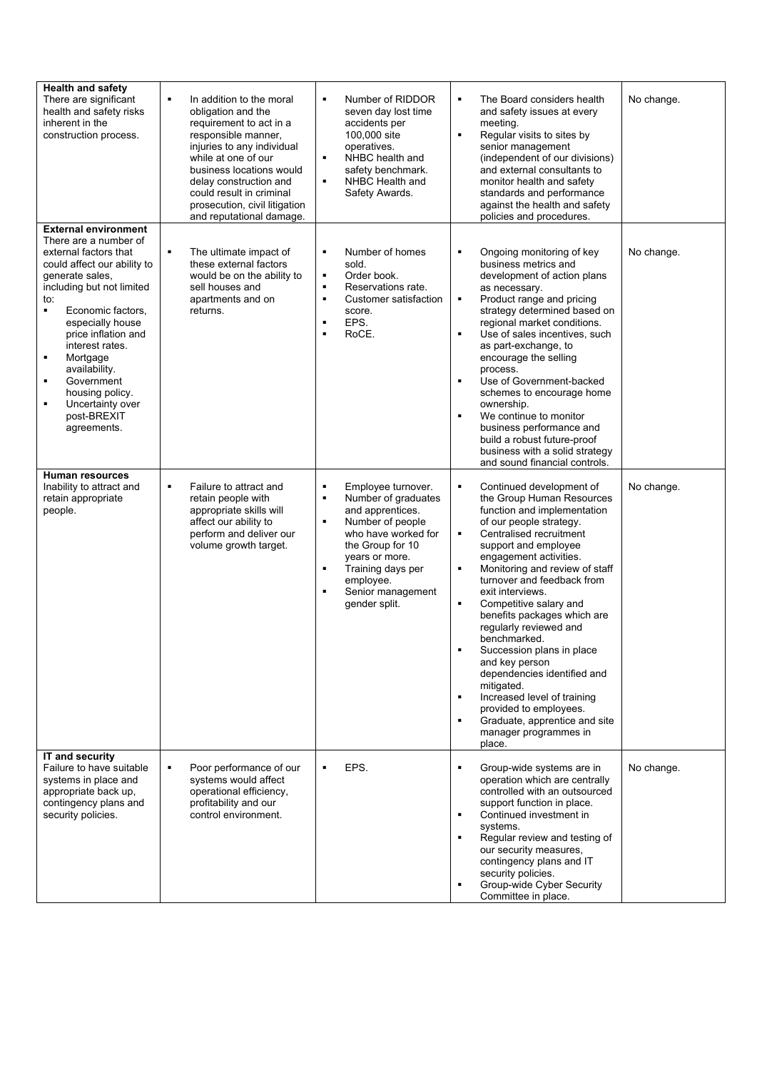| | | | | |
|---|---|---|---|---|
| **Health and safety**<br>There are significant health and safety risks inherent in the construction process. | ▪ In addition to the moral obligation and the requirement to act in a responsible manner, injuries to any individual while at one of our business locations would delay construction and could result in criminal prosecution, civil litigation and reputational damage. | ▪ Number of RIDDOR seven day lost time accidents per 100,000 site operatives.<br>▪ NHBC health and safety benchmark.<br>▪ NHBC Health and Safety Awards. | ▪ The Board considers health and safety issues at every meeting.<br>▪ Regular visits to sites by senior management (independent of our divisions) and external consultants to monitor health and safety standards and performance against the health and safety policies and procedures. | No change. |
| **External environment**<br>There are a number of external factors that could affect our ability to generate sales, including but not limited to:<br>▪ Economic factors, especially house price inflation and interest rates.<br>▪ Mortgage availability.<br>▪ Government housing policy.<br>▪ Uncertainty over post-BREXIT agreements. | ▪ The ultimate impact of these external factors would be on the ability to sell houses and apartments and on returns. | ▪ Number of homes sold.<br>▪ Order book.<br>▪ Reservations rate.<br>▪ Customer satisfaction score.<br>▪ EPS.<br>▪ RoCE. | ▪ Ongoing monitoring of key business metrics and development of action plans as necessary.<br>▪ Product range and pricing strategy determined based on regional market conditions.<br>▪ Use of sales incentives, such as part-exchange, to encourage the selling process.<br>▪ Use of Government-backed schemes to encourage home ownership.<br>▪ We continue to monitor business performance and build a robust future-proof business with a solid strategy and sound financial controls. | No change. |
| **Human resources**<br>Inability to attract and retain appropriate people. | ▪ Failure to attract and retain people with appropriate skills will affect our ability to perform and deliver our volume growth target. | ▪ Employee turnover.<br>▪ Number of graduates and apprentices.<br>▪ Number of people who have worked for the Group for 10 years or more.<br>▪ Training days per employee.<br>▪ Senior management gender split. | ▪ Continued development of the Group Human Resources function and implementation of our people strategy.<br>▪ Centralised recruitment support and employee engagement activities.<br>▪ Monitoring and review of staff turnover and feedback from exit interviews.<br>▪ Competitive salary and benefits packages which are regularly reviewed and benchmarked.<br>▪ Succession plans in place and key person dependencies identified and mitigated.<br>▪ Increased level of training provided to employees.<br>▪ Graduate, apprentice and site manager programmes in place. | No change. |
| **IT and security**<br>Failure to have suitable systems in place and appropriate back up, contingency plans and security policies. | ▪ Poor performance of our systems would affect operational efficiency, profitability and our control environment. | ▪ EPS. | ▪ Group-wide systems are in operation which are centrally controlled with an outsourced support function in place.<br>▪ Continued investment in systems.<br>▪ Regular review and testing of our security measures, contingency plans and IT security policies.<br>▪ Group-wide Cyber Security Committee in place. | No change. |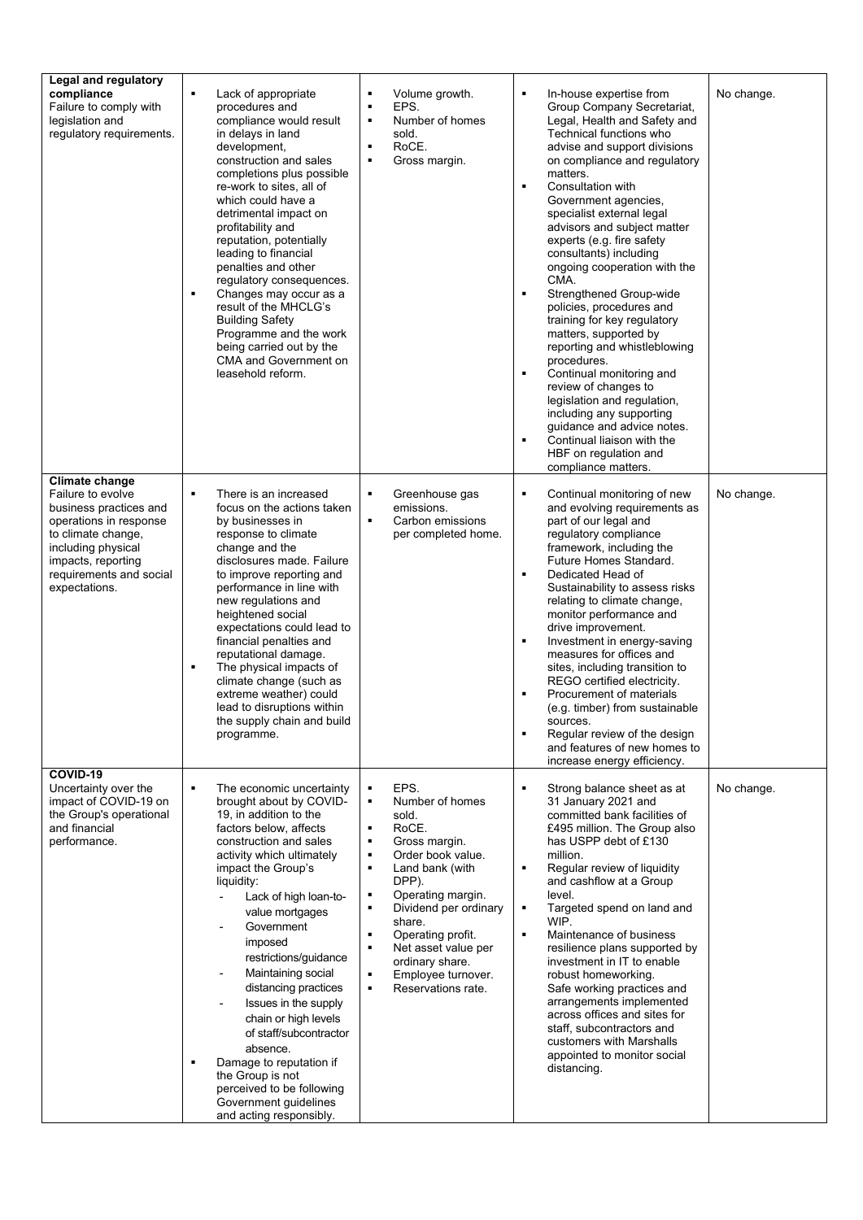| | | | | |
|---|---|---|---|---|
| **Legal and regulatory compliance**<br>Failure to comply with legislation and regulatory requirements. | ▪ Lack of appropriate procedures and compliance would result in delays in land development, construction and sales completions plus possible re-work to sites, all of which could have a detrimental impact on profitability and reputation, potentially leading to financial penalties and other regulatory consequences.<br>▪ Changes may occur as a result of the MHCLG's Building Safety Programme and the work being carried out by the CMA and Government on leasehold reform. | ▪ Volume growth.<br>▪ EPS.<br>▪ Number of homes sold.<br>▪ RoCE.<br>▪ Gross margin. | ▪ In-house expertise from Group Company Secretariat, Legal, Health and Safety and Technical functions who advise and support divisions on compliance and regulatory matters.<br>▪ Consultation with Government agencies, specialist external legal advisors and subject matter experts (e.g. fire safety consultants) including ongoing cooperation with the CMA.<br>▪ Strengthened Group-wide policies, procedures and training for key regulatory matters, supported by reporting and whistleblowing procedures.<br>▪ Continual monitoring and review of changes to legislation and regulation, including any supporting guidance and advice notes.<br>▪ Continual liaison with the HBF on regulation and compliance matters. | No change. |
| **Climate change**<br>Failure to evolve business practices and operations in response to climate change, including physical impacts, reporting requirements and social expectations. | ▪ There is an increased focus on the actions taken by businesses in response to climate change and the disclosures made. Failure to improve reporting and performance in line with new regulations and heightened social expectations could lead to financial penalties and reputational damage.<br>▪ The physical impacts of climate change (such as extreme weather) could lead to disruptions within the supply chain and build programme. | ▪ Greenhouse gas emissions.<br>▪ Carbon emissions per completed home. | ▪ Continual monitoring of new and evolving requirements as part of our legal and regulatory compliance framework, including the Future Homes Standard.<br>▪ Dedicated Head of Sustainability to assess risks relating to climate change, monitor performance and drive improvement.<br>▪ Investment in energy-saving measures for offices and sites, including transition to REGO certified electricity.<br>▪ Procurement of materials (e.g. timber) from sustainable sources.<br>▪ Regular review of the design and features of new homes to increase energy efficiency. | No change. |
| **COVID-19**<br>Uncertainty over the impact of COVID-19 on the Group's operational and financial performance. | ▪ The economic uncertainty brought about by COVID-19, in addition to the factors below, affects construction and sales activity which ultimately impact the Group's liquidity:<br>- Lack of high loan-to-value mortgages<br>- Government imposed restrictions/guidance<br>- Maintaining social distancing practices<br>- Issues in the supply chain or high levels of staff/subcontractor absence.<br>▪ Damage to reputation if the Group is not perceived to be following Government guidelines and acting responsibly. | ▪ EPS.<br>▪ Number of homes sold.<br>▪ RoCE.<br>▪ Gross margin.<br>▪ Order book value.<br>▪ Land bank (with DPP).<br>▪ Operating margin.<br>▪ Dividend per ordinary share.<br>▪ Operating profit.<br>▪ Net asset value per ordinary share.<br>▪ Employee turnover.<br>▪ Reservations rate. | ▪ Strong balance sheet as at 31 January 2021 and committed bank facilities of £495 million. The Group also has USPP debt of £130 million.<br>▪ Regular review of liquidity and cashflow at a Group level.<br>▪ Targeted spend on land and WIP.<br>▪ Maintenance of business resilience plans supported by investment in IT to enable robust homeworking. Safe working practices and arrangements implemented across offices and sites for staff, subcontractors and customers with Marshalls appointed to monitor social distancing. | No change. |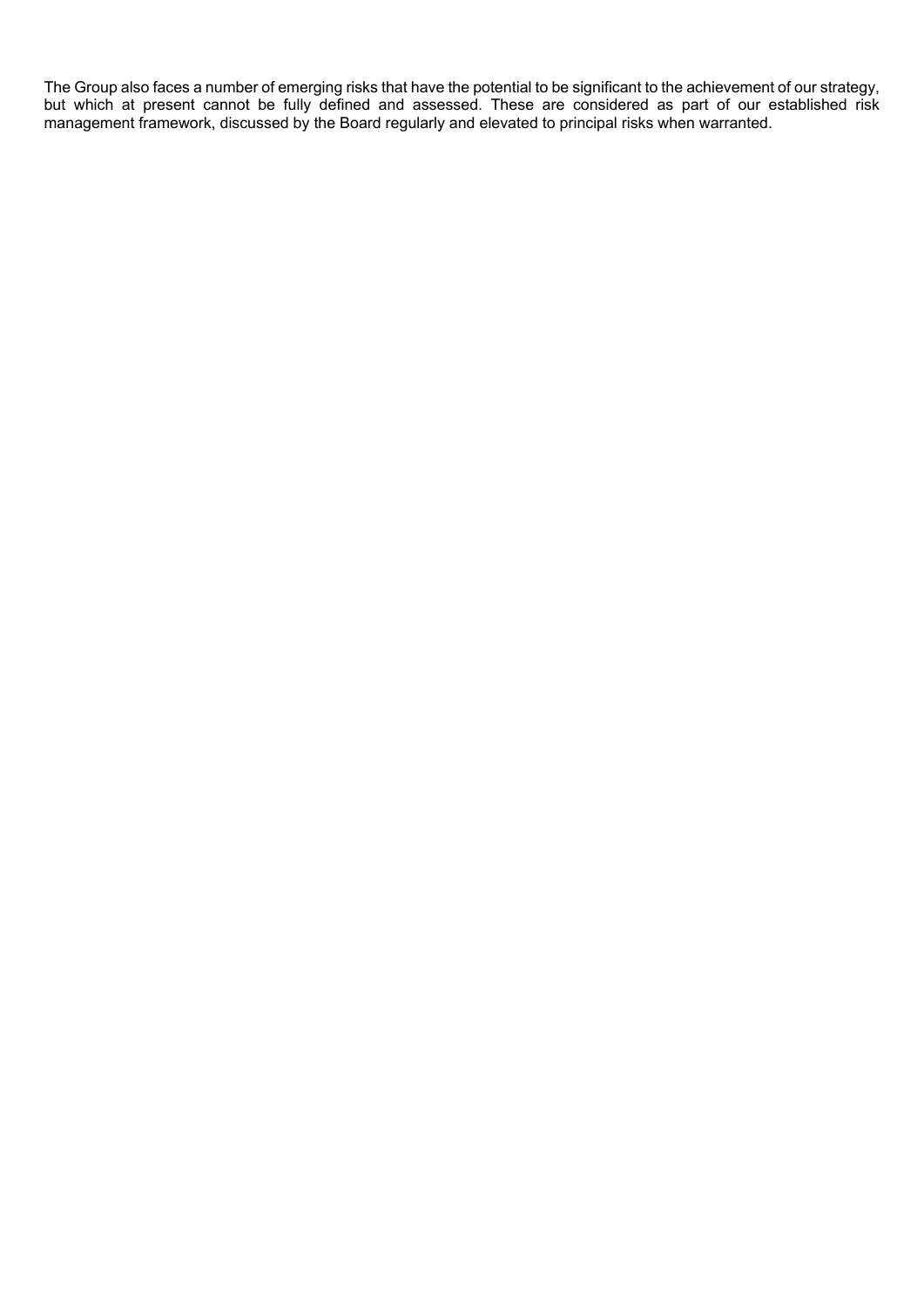The Group also faces a number of emerging risks that have the potential to be significant to the achievement of our strategy, but which at present cannot be fully defined and assessed. These are considered as part of our established risk management framework, discussed by the Board regularly and elevated to principal risks when warranted.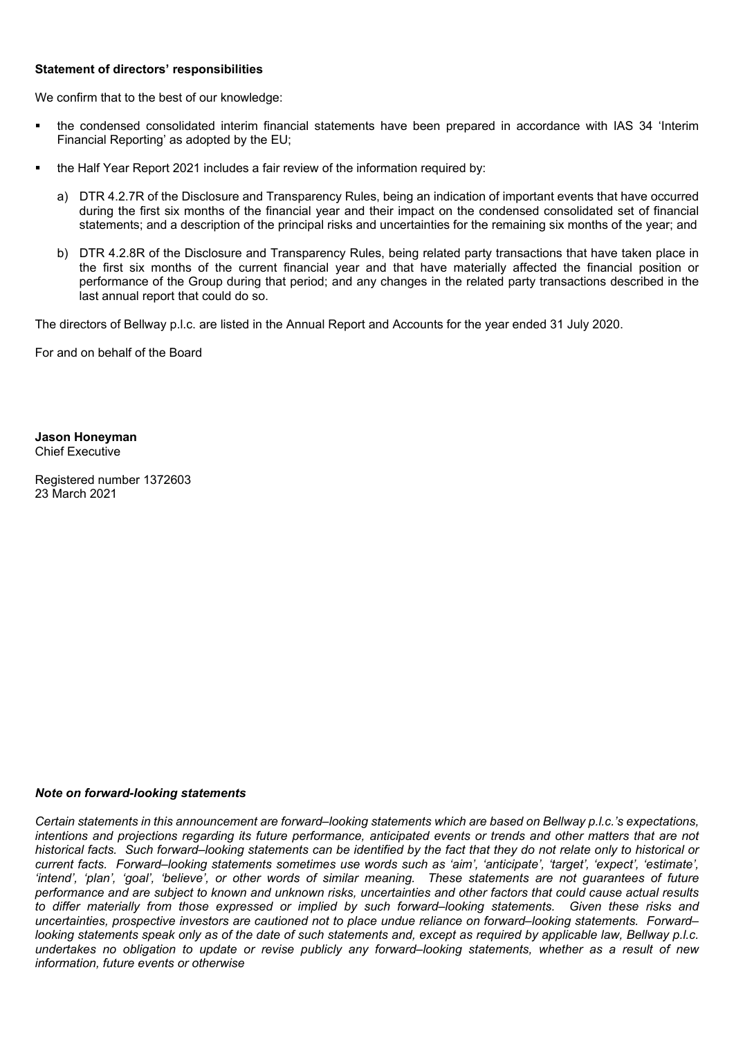**Statement of directors' responsibilities**

We confirm that to the best of our knowledge:

- the condensed consolidated interim financial statements have been prepared in accordance with IAS 34 'Interim Financial Reporting' as adopted by the EU;
- the Half Year Report 2021 includes a fair review of the information required by:
  a) DTR 4.2.7R of the Disclosure and Transparency Rules, being an indication of important events that have occurred during the first six months of the financial year and their impact on the condensed consolidated set of financial statements; and a description of the principal risks and uncertainties for the remaining six months of the year; and
  b) DTR 4.2.8R of the Disclosure and Transparency Rules, being related party transactions that have taken place in the first six months of the current financial year and that have materially affected the financial position or performance of the Group during that period; and any changes in the related party transactions described in the last annual report that could do so.

The directors of Bellway p.l.c. are listed in the Annual Report and Accounts for the year ended 31 July 2020.

For and on behalf of the Board

**Jason Honeyman**
Chief Executive

Registered number 1372603
23 March 2021

***Note on forward-looking statements***

*Certain statements in this announcement are forward–looking statements which are based on Bellway p.l.c.'s expectations, intentions and projections regarding its future performance, anticipated events or trends and other matters that are not historical facts. Such forward–looking statements can be identified by the fact that they do not relate only to historical or current facts. Forward–looking statements sometimes use words such as 'aim', 'anticipate', 'target', 'expect', 'estimate', 'intend', 'plan', 'goal', 'believe', or other words of similar meaning. These statements are not guarantees of future performance and are subject to known and unknown risks, uncertainties and other factors that could cause actual results to differ materially from those expressed or implied by such forward–looking statements. Given these risks and uncertainties, prospective investors are cautioned not to place undue reliance on forward–looking statements. Forward–looking statements speak only as of the date of such statements and, except as required by applicable law, Bellway p.l.c. undertakes no obligation to update or revise publicly any forward–looking statements, whether as a result of new information, future events or otherwise*